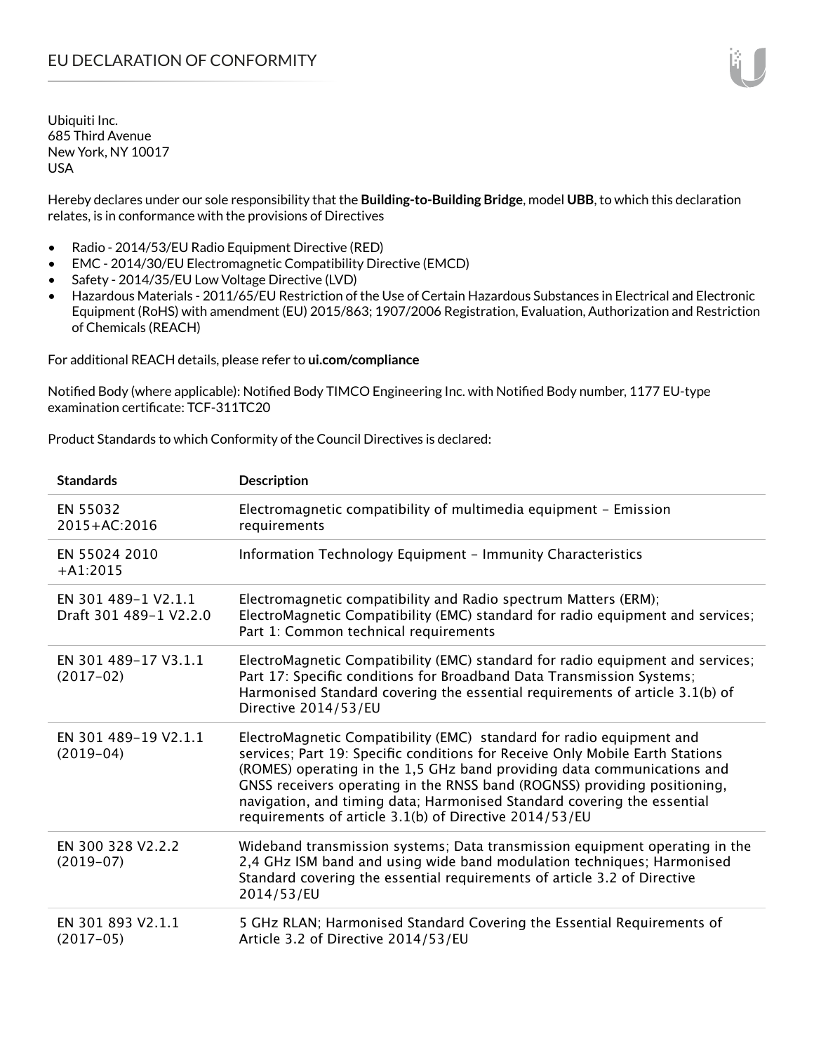# EU DECLARATION OF CONFORMITY

Ubiquiti Inc.
685 Third Avenue
New York, NY 10017
USA

Hereby declares under our sole responsibility that the **Building-to-Building Bridge**, model **UBB**, to which this declaration relates, is in conformance with the provisions of Directives

- Radio - 2014/53/EU Radio Equipment Directive (RED)
- EMC - 2014/30/EU Electromagnetic Compatibility Directive (EMCD)
- Safety - 2014/35/EU Low Voltage Directive (LVD)
- Hazardous Materials - 2011/65/EU Restriction of the Use of Certain Hazardous Substances in Electrical and Electronic Equipment (RoHS) with amendment (EU) 2015/863; 1907/2006 Registration, Evaluation, Authorization and Restriction of Chemicals (REACH)

For additional REACH details, please refer to **ui.com/compliance**

Notified Body (where applicable): Notified Body TIMCO Engineering Inc. with Notified Body number, 1177 EU-type examination certificate: TCF-311TC20

Product Standards to which Conformity of the Council Directives is declared:

| Standards | Description |
|---|---|
| EN 55032 2015+AC:2016 | Electromagnetic compatibility of multimedia equipment – Emission requirements |
| EN 55024 2010 +A1:2015 | Information Technology Equipment – Immunity Characteristics |
| EN 301 489-1 V2.1.1 Draft 301 489-1 V2.2.0 | Electromagnetic compatibility and Radio spectrum Matters (ERM); ElectroMagnetic Compatibility (EMC) standard for radio equipment and services; Part 1: Common technical requirements |
| EN 301 489-17 V3.1.1 (2017-02) | ElectroMagnetic Compatibility (EMC) standard for radio equipment and services; Part 17: Specific conditions for Broadband Data Transmission Systems; Harmonised Standard covering the essential requirements of article 3.1(b) of Directive 2014/53/EU |
| EN 301 489-19 V2.1.1 (2019-04) | ElectroMagnetic Compatibility (EMC) standard for radio equipment and services; Part 19: Specific conditions for Receive Only Mobile Earth Stations (ROMES) operating in the 1,5 GHz band providing data communications and GNSS receivers operating in the RNSS band (ROGNSS) providing positioning, navigation, and timing data; Harmonised Standard covering the essential requirements of article 3.1(b) of Directive 2014/53/EU |
| EN 300 328 V2.2.2 (2019-07) | Wideband transmission systems; Data transmission equipment operating in the 2,4 GHz ISM band and using wide band modulation techniques; Harmonised Standard covering the essential requirements of article 3.2 of Directive 2014/53/EU |
| EN 301 893 V2.1.1 (2017-05) | 5 GHz RLAN; Harmonised Standard Covering the Essential Requirements of Article 3.2 of Directive 2014/53/EU |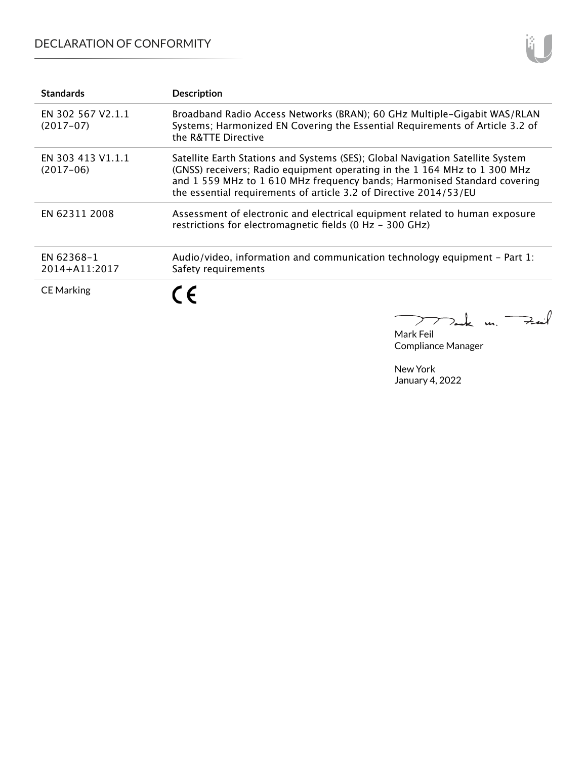| Standards | Description |
| --- | --- |
| EN 302 567 V2.1.1 (2017-07) | Broadband Radio Access Networks (BRAN); 60 GHz Multiple-Gigabit WAS/RLAN Systems; Harmonized EN Covering the Essential Requirements of Article 3.2 of the R&TTE Directive |
| EN 303 413 V1.1.1 (2017-06) | Satellite Earth Stations and Systems (SES); Global Navigation Satellite System (GNSS) receivers; Radio equipment operating in the 1 164 MHz to 1 300 MHz and 1 559 MHz to 1 610 MHz frequency bands; Harmonised Standard covering the essential requirements of article 3.2 of Directive 2014/53/EU |
| EN 62311 2008 | Assessment of electronic and electrical equipment related to human exposure restrictions for electromagnetic fields (0 Hz - 300 GHz) |
| EN 62368-1 2014+A11:2017 | Audio/video, information and communication technology equipment - Part 1: Safety requirements |
| CE Marking | CE |

Mark Feil
Compliance Manager

New York
January 4, 2022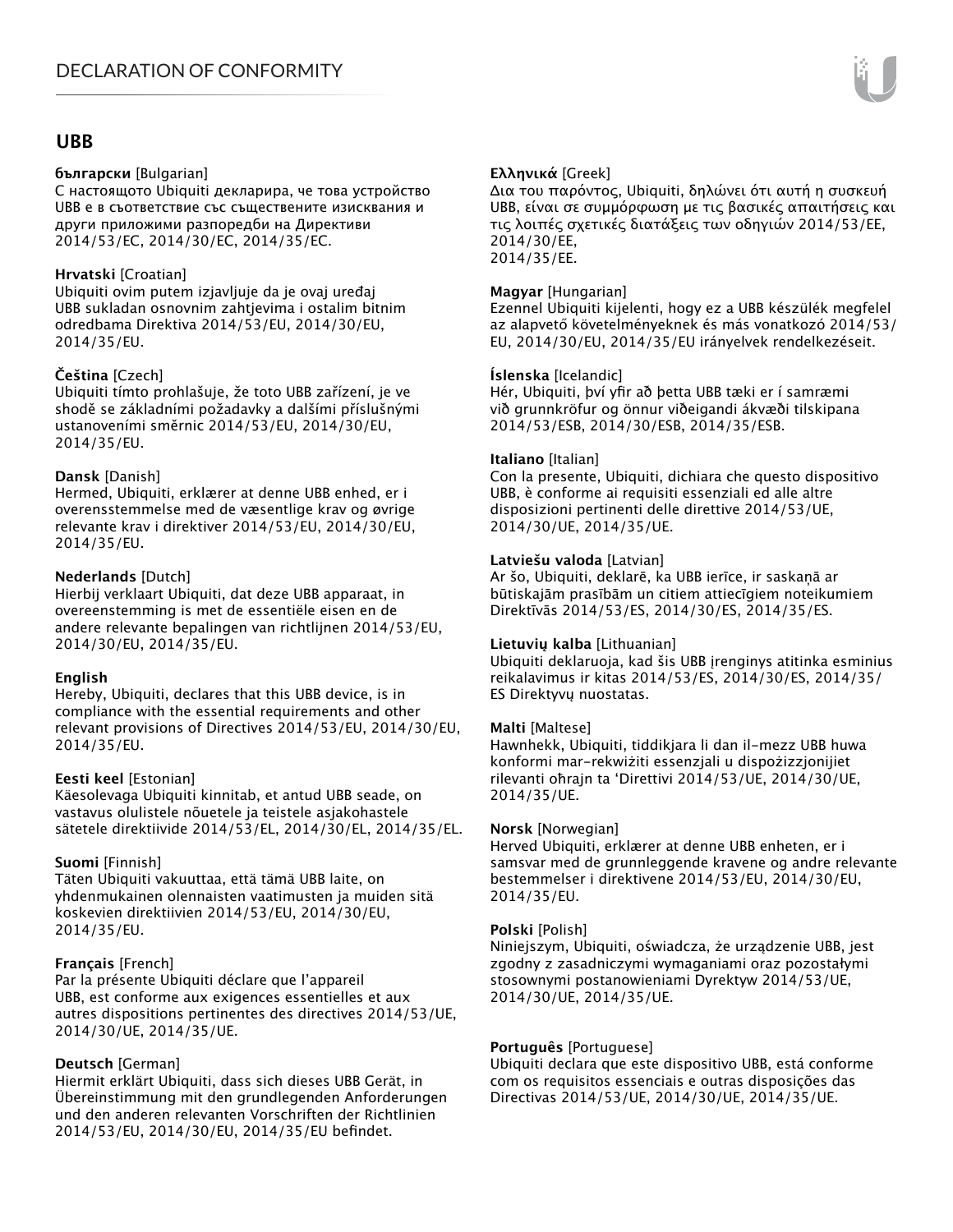## UBB

**български** [Bulgarian]
С настоящото Ubiquiti декларира, че това устройство UBB е в съответствие със съществените изисквания и други приложими разпоредби на Директиви 2014/53/EC, 2014/30/ЕС, 2014/35/ЕС.

**Hrvatski** [Croatian]
Ubiquiti ovim putem izjavljuje da je ovaj uređaj UBB sukladan osnovnim zahtjevima i ostalim bitnim odredbama Direktiva 2014/53/EU, 2014/30/EU, 2014/35/EU.

**Čeština** [Czech]
Ubiquiti tímto prohlašuje, že toto UBB zařízení, je ve shodě se základními požadavky a dalšími příslušnými ustanoveními směrnic 2014/53/EU, 2014/30/EU, 2014/35/EU.

**Dansk** [Danish]
Hermed, Ubiquiti, erklærer at denne UBB enhed, er i overensstemmelse med de væsentlige krav og øvrige relevante krav i direktiver 2014/53/EU, 2014/30/EU, 2014/35/EU.

**Nederlands** [Dutch]
Hierbij verklaart Ubiquiti, dat deze UBB apparaat, in overeenstemming is met de essentiële eisen en de andere relevante bepalingen van richtlijnen 2014/53/EU, 2014/30/EU, 2014/35/EU.

**English**
Hereby, Ubiquiti, declares that this UBB device, is in compliance with the essential requirements and other relevant provisions of Directives 2014/53/EU, 2014/30/EU, 2014/35/EU.

**Eesti keel** [Estonian]
Käesolevaga Ubiquiti kinnitab, et antud UBB seade, on vastavus olulistele nõuetele ja teistele asjakohastele sätetele direktiivide 2014/53/EL, 2014/30/EL, 2014/35/EL.

**Suomi** [Finnish]
Täten Ubiquiti vakuuttaa, että tämä UBB laite, on yhdenmukainen olennaisten vaatimusten ja muiden sitä koskevien direktiivien 2014/53/EU, 2014/30/EU, 2014/35/EU.

**Français** [French]
Par la présente Ubiquiti déclare que l'appareil UBB, est conforme aux exigences essentielles et aux autres dispositions pertinentes des directives 2014/53/UE, 2014/30/UE, 2014/35/UE.

**Deutsch** [German]
Hiermit erklärt Ubiquiti, dass sich dieses UBB Gerät, in Übereinstimmung mit den grundlegenden Anforderungen und den anderen relevanten Vorschriften der Richtlinien 2014/53/EU, 2014/30/EU, 2014/35/EU befindet.

**Ελληνικά** [Greek]
Δια του παρόντος, Ubiquiti, δηλώνει ότι αυτή η συσκευή UBB, είναι σε συμμόρφωση με τις βασικές απαιτήσεις και τις λοιπές σχετικές διατάξεις των οδηγιών 2014/53/EE, 2014/30/EE, 2014/35/EE.

**Magyar** [Hungarian]
Ezennel Ubiquiti kijelenti, hogy ez a UBB készülék megfelel az alapvető követelményeknek és más vonatkozó 2014/53/EU, 2014/30/EU, 2014/35/EU irányelvek rendelkezéseit.

**Íslenska** [Icelandic]
Hér, Ubiquiti, því yfir að þetta UBB tæki er í samræmi við grunnkröfur og önnur viðeigandi ákvæði tilskipana 2014/53/ESB, 2014/30/ESB, 2014/35/ESB.

**Italiano** [Italian]
Con la presente, Ubiquiti, dichiara che questo dispositivo UBB, è conforme ai requisiti essenziali ed alle altre disposizioni pertinenti delle direttive 2014/53/UE, 2014/30/UE, 2014/35/UE.

**Latviešu valoda** [Latvian]
Ar šo, Ubiquiti, deklarē, ka UBB ierīce, ir saskaņā ar būtiskajām prasībām un citiem attiecīgiem noteikumiem Direktīvās 2014/53/ES, 2014/30/ES, 2014/35/ES.

**Lietuvių kalba** [Lithuanian]
Ubiquiti deklaruoja, kad šis UBB įrenginys atitinka esminius reikalavimus ir kitas 2014/53/ES, 2014/30/ES, 2014/35/ES Direktyvų nuostatas.

**Malti** [Maltese]
Hawnhekk, Ubiquiti, tiddikjara li dan il-mezz UBB huwa konformi mar-rekwiżiti essenzjali u dispożizzjonijiet rilevanti oħrajn ta 'Direttivi 2014/53/UE, 2014/30/UE, 2014/35/UE.

**Norsk** [Norwegian]
Herved Ubiquiti, erklærer at denne UBB enheten, er i samsvar med de grunnleggende kravene og andre relevante bestemmelser i direktivene 2014/53/EU, 2014/30/EU, 2014/35/EU.

**Polski** [Polish]
Niniejszym, Ubiquiti, oświadcza, że urządzenie UBB, jest zgodny z zasadniczymi wymaganiami oraz pozostałymi stosownymi postanowieniami Dyrektyw 2014/53/UE, 2014/30/UE, 2014/35/UE.

**Português** [Portuguese]
Ubiquiti declara que este dispositivo UBB, está conforme com os requisitos essenciais e outras disposições das Directivas 2014/53/UE, 2014/30/UE, 2014/35/UE.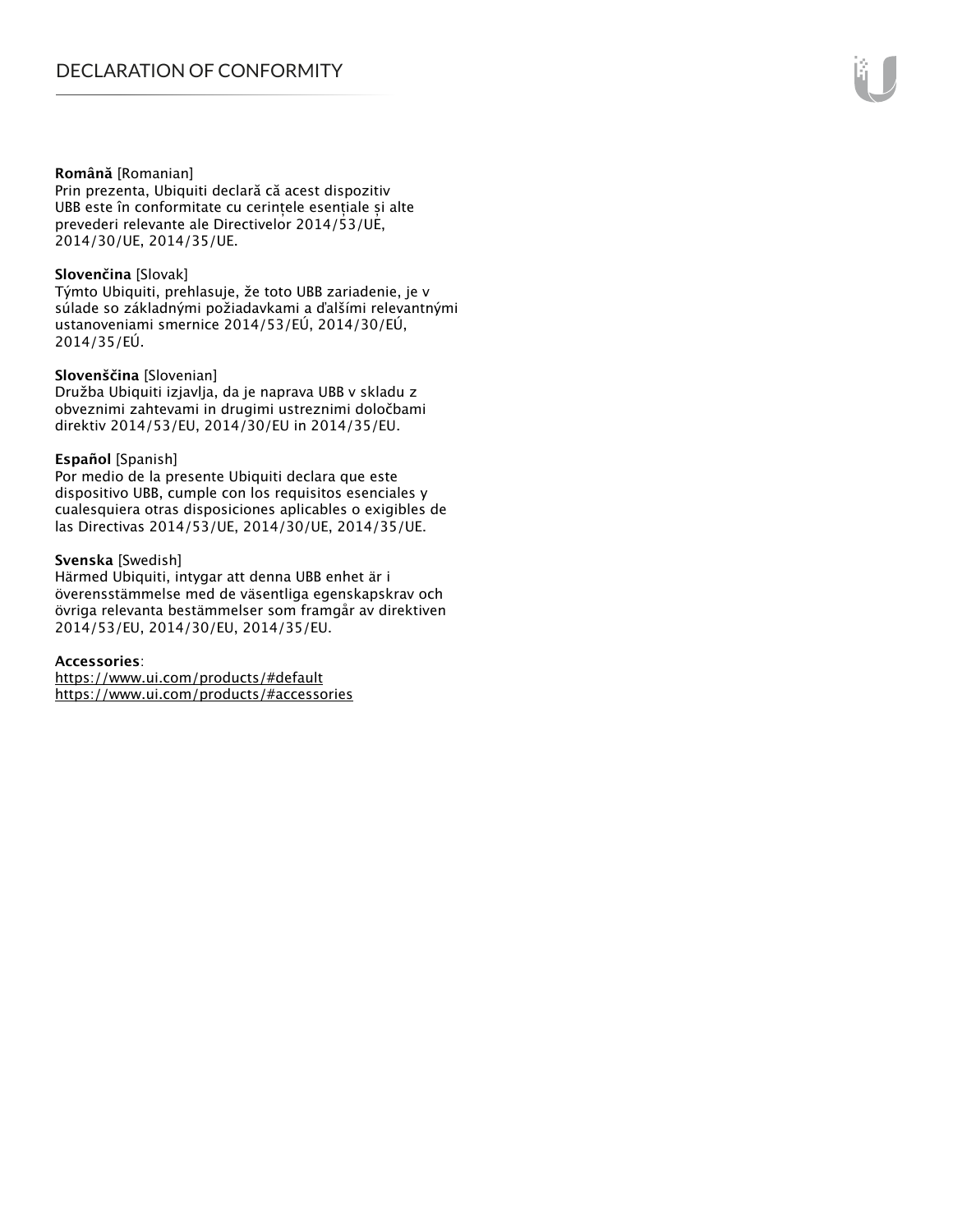**Română** [Romanian]
Prin prezenta, Ubiquiti declară că acest dispozitiv UBB este în conformitate cu cerințele esențiale și alte prevederi relevante ale Directivelor 2014/53/UE, 2014/30/UE, 2014/35/UE.

**Slovenčina** [Slovak]
Týmto Ubiquiti, prehlasuje, že toto UBB zariadenie, je v súlade so základnými požiadavkami a ďalšími relevantnými ustanoveniami smernice 2014/53/EÚ, 2014/30/EÚ, 2014/35/EÚ.

**Slovenščina** [Slovenian]
Družba Ubiquiti izjavlja, da je naprava UBB v skladu z obveznimi zahtevami in drugimi ustreznimi določbami direktiv 2014/53/EU, 2014/30/EU in 2014/35/EU.

**Español** [Spanish]
Por medio de la presente Ubiquiti declara que este dispositivo UBB, cumple con los requisitos esenciales y cualesquiera otras disposiciones aplicables o exigibles de las Directivas 2014/53/UE, 2014/30/UE, 2014/35/UE.

**Svenska** [Swedish]
Härmed Ubiquiti, intygar att denna UBB enhet är i överensstämmelse med de väsentliga egenskapskrav och övriga relevanta bestämmelser som framgår av direktiven 2014/53/EU, 2014/30/EU, 2014/35/EU.

**Accessories**:
https://www.ui.com/products/#default
https://www.ui.com/products/#accessories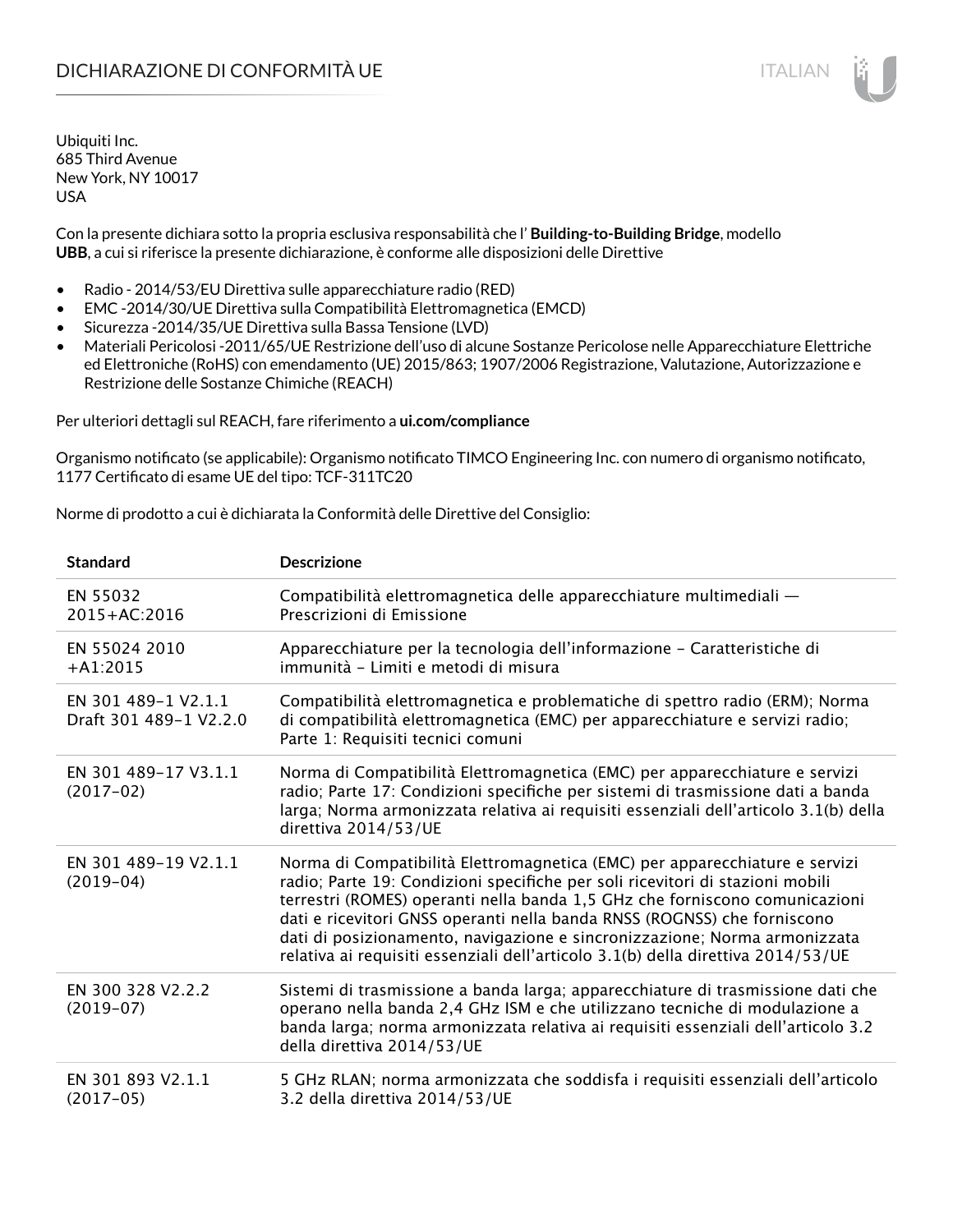# DICHIARAZIONE DI CONFORMITÀ UE

Ubiquiti Inc.
685 Third Avenue
New York, NY 10017
USA

Con la presente dichiara sotto la propria esclusiva responsabilità che l' **Building-to-Building Bridge**, modello **UBB**, a cui si riferisce la presente dichiarazione, è conforme alle disposizioni delle Direttive

- Radio - 2014/53/EU Direttiva sulle apparecchiature radio (RED)
- EMC -2014/30/UE Direttiva sulla Compatibilità Elettromagnetica (EMCD)
- Sicurezza -2014/35/UE Direttiva sulla Bassa Tensione (LVD)
- Materiali Pericolosi -2011/65/UE Restrizione dell'uso di alcune Sostanze Pericolose nelle Apparecchiature Elettriche ed Elettroniche (RoHS) con emendamento (UE) 2015/863; 1907/2006 Registrazione, Valutazione, Autorizzazione e Restrizione delle Sostanze Chimiche (REACH)

Per ulteriori dettagli sul REACH, fare riferimento a **ui.com/compliance**

Organismo notificato (se applicabile): Organismo notificato TIMCO Engineering Inc. con numero di organismo notificato, 1177 Certificato di esame UE del tipo: TCF-311TC20

Norme di prodotto a cui è dichiarata la Conformità delle Direttive del Consiglio:

| Standard | Descrizione |
|---|---|
| EN 55032 2015+AC:2016 | Compatibilità elettromagnetica delle apparecchiature multimediali — Prescrizioni di Emissione |
| EN 55024 2010 +A1:2015 | Apparecchiature per la tecnologia dell'informazione – Caratteristiche di immunità – Limiti e metodi di misura |
| EN 301 489-1 V2.1.1 Draft 301 489-1 V2.2.0 | Compatibilità elettromagnetica e problematiche di spettro radio (ERM); Norma di compatibilità elettromagnetica (EMC) per apparecchiature e servizi radio; Parte 1: Requisiti tecnici comuni |
| EN 301 489-17 V3.1.1 (2017-02) | Norma di Compatibilità Elettromagnetica (EMC) per apparecchiature e servizi radio; Parte 17: Condizioni specifiche per sistemi di trasmissione dati a banda larga; Norma armonizzata relativa ai requisiti essenziali dell'articolo 3.1(b) della direttiva 2014/53/UE |
| EN 301 489-19 V2.1.1 (2019-04) | Norma di Compatibilità Elettromagnetica (EMC) per apparecchiature e servizi radio; Parte 19: Condizioni specifiche per soli ricevitori di stazioni mobili terrestri (ROMES) operanti nella banda 1,5 GHz che forniscono comunicazioni dati e ricevitori GNSS operanti nella banda RNSS (ROGNSS) che forniscono dati di posizionamento, navigazione e sincronizzazione; Norma armonizzata relativa ai requisiti essenziali dell'articolo 3.1(b) della direttiva 2014/53/UE |
| EN 300 328 V2.2.2 (2019-07) | Sistemi di trasmissione a banda larga; apparecchiature di trasmissione dati che operano nella banda 2,4 GHz ISM e che utilizzano tecniche di modulazione a banda larga; norma armonizzata relativa ai requisiti essenziali dell'articolo 3.2 della direttiva 2014/53/UE |
| EN 301 893 V2.1.1 (2017-05) | 5 GHz RLAN; norma armonizzata che soddisfa i requisiti essenziali dell'articolo 3.2 della direttiva 2014/53/UE |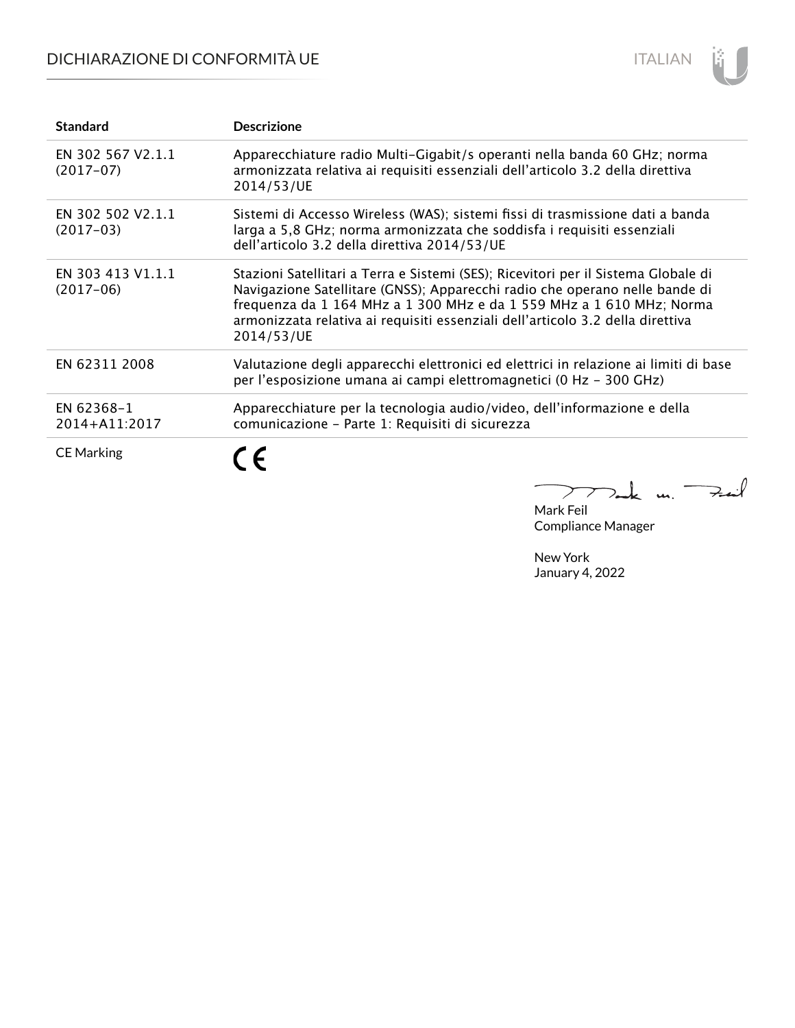# DICHIARAZIONE DI CONFORMITÀ UE

| Standard | Descrizione |
|---|---|
| EN 302 567 V2.1.1 (2017-07) | Apparecchiature radio Multi-Gigabit/s operanti nella banda 60 GHz; norma armonizzata relativa ai requisiti essenziali dell'articolo 3.2 della direttiva 2014/53/UE |
| EN 302 502 V2.1.1 (2017-03) | Sistemi di Accesso Wireless (WAS); sistemi fissi di trasmissione dati a banda larga a 5,8 GHz; norma armonizzata che soddisfa i requisiti essenziali dell'articolo 3.2 della direttiva 2014/53/UE |
| EN 303 413 V1.1.1 (2017-06) | Stazioni Satellitari a Terra e Sistemi (SES); Ricevitori per il Sistema Globale di Navigazione Satellitare (GNSS); Apparecchi radio che operano nelle bande di frequenza da 1 164 MHz a 1 300 MHz e da 1 559 MHz a 1 610 MHz; Norma armonizzata relativa ai requisiti essenziali dell'articolo 3.2 della direttiva 2014/53/UE |
| EN 62311 2008 | Valutazione degli apparecchi elettronici ed elettrici in relazione ai limiti di base per l'esposizione umana ai campi elettromagnetici (0 Hz - 300 GHz) |
| EN 62368-1 2014+A11:2017 | Apparecchiature per la tecnologia audio/video, dell'informazione e della comunicazione - Parte 1: Requisiti di sicurezza |
| CE Marking | CE |

Mark Feil
Compliance Manager

New York
January 4, 2022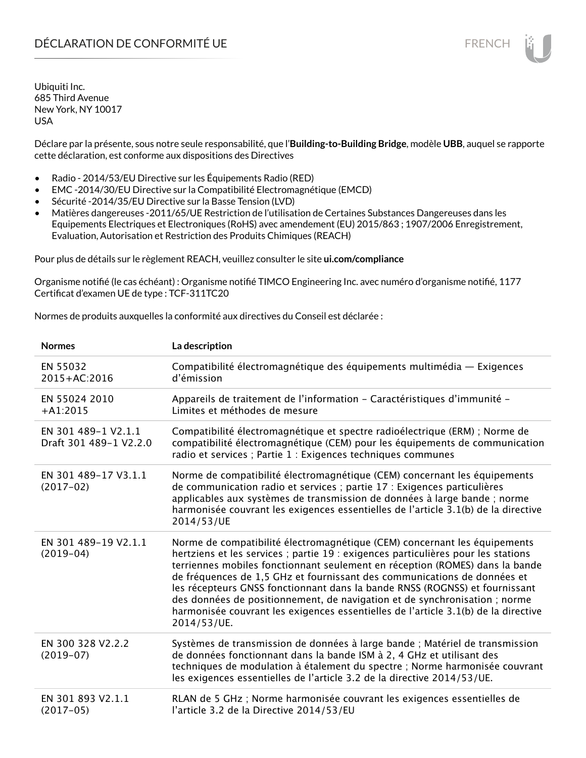# DÉCLARATION DE CONFORMITÉ UE

Ubiquiti Inc.
685 Third Avenue
New York, NY 10017
USA

Déclare par la présente, sous notre seule responsabilité, que l'**Building-to-Building Bridge**, modèle **UBB**, auquel se rapporte cette déclaration, est conforme aux dispositions des Directives

- Radio - 2014/53/EU Directive sur les Équipements Radio (RED)
- EMC -2014/30/EU Directive sur la Compatibilité Electromagnétique (EMCD)
- Sécurité -2014/35/EU Directive sur la Basse Tension (LVD)
- Matières dangereuses -2011/65/UE Restriction de l'utilisation de Certaines Substances Dangereuses dans les Equipements Electriques et Electroniques (RoHS) avec amendement (EU) 2015/863 ; 1907/2006 Enregistrement, Evaluation, Autorisation et Restriction des Produits Chimiques (REACH)

Pour plus de détails sur le règlement REACH, veuillez consulter le site **ui.com/compliance**

Organisme notifié (le cas échéant) : Organisme notifié TIMCO Engineering Inc. avec numéro d'organisme notifié, 1177
Certificat d'examen UE de type : TCF-311TC20

Normes de produits auxquelles la conformité aux directives du Conseil est déclarée :

| Normes | La description |
|---|---|
| EN 55032 2015+AC:2016 | Compatibilité électromagnétique des équipements multimédia — Exigences d'émission |
| EN 55024 2010 +A1:2015 | Appareils de traitement de l'information – Caractéristiques d'immunité – Limites et méthodes de mesure |
| EN 301 489-1 V2.1.1 Draft 301 489-1 V2.2.0 | Compatibilité électromagnétique et spectre radioélectrique (ERM) ; Norme de compatibilité électromagnétique (CEM) pour les équipements de communication radio et services ; Partie 1 : Exigences techniques communes |
| EN 301 489-17 V3.1.1 (2017-02) | Norme de compatibilité électromagnétique (CEM) concernant les équipements de communication radio et services ; partie 17 : Exigences particulières applicables aux systèmes de transmission de données à large bande ; norme harmonisée couvrant les exigences essentielles de l'article 3.1(b) de la directive 2014/53/UE |
| EN 301 489-19 V2.1.1 (2019-04) | Norme de compatibilité électromagnétique (CEM) concernant les équipements hertziens et les services ; partie 19 : exigences particulières pour les stations terriennes mobiles fonctionnant seulement en réception (ROMES) dans la bande de fréquences de 1,5 GHz et fournissant des communications de données et les récepteurs GNSS fonctionnant dans la bande RNSS (ROGNSS) et fournissant des données de positionnement, de navigation et de synchronisation ; norme harmonisée couvrant les exigences essentielles de l'article 3.1(b) de la directive 2014/53/UE. |
| EN 300 328 V2.2.2 (2019-07) | Systèmes de transmission de données à large bande ; Matériel de transmission de données fonctionnant dans la bande ISM à 2, 4 GHz et utilisant des techniques de modulation à étalement du spectre ; Norme harmonisée couvrant les exigences essentielles de l'article 3.2 de la directive 2014/53/UE. |
| EN 301 893 V2.1.1 (2017-05) | RLAN de 5 GHz ; Norme harmonisée couvrant les exigences essentielles de l'article 3.2 de la Directive 2014/53/EU |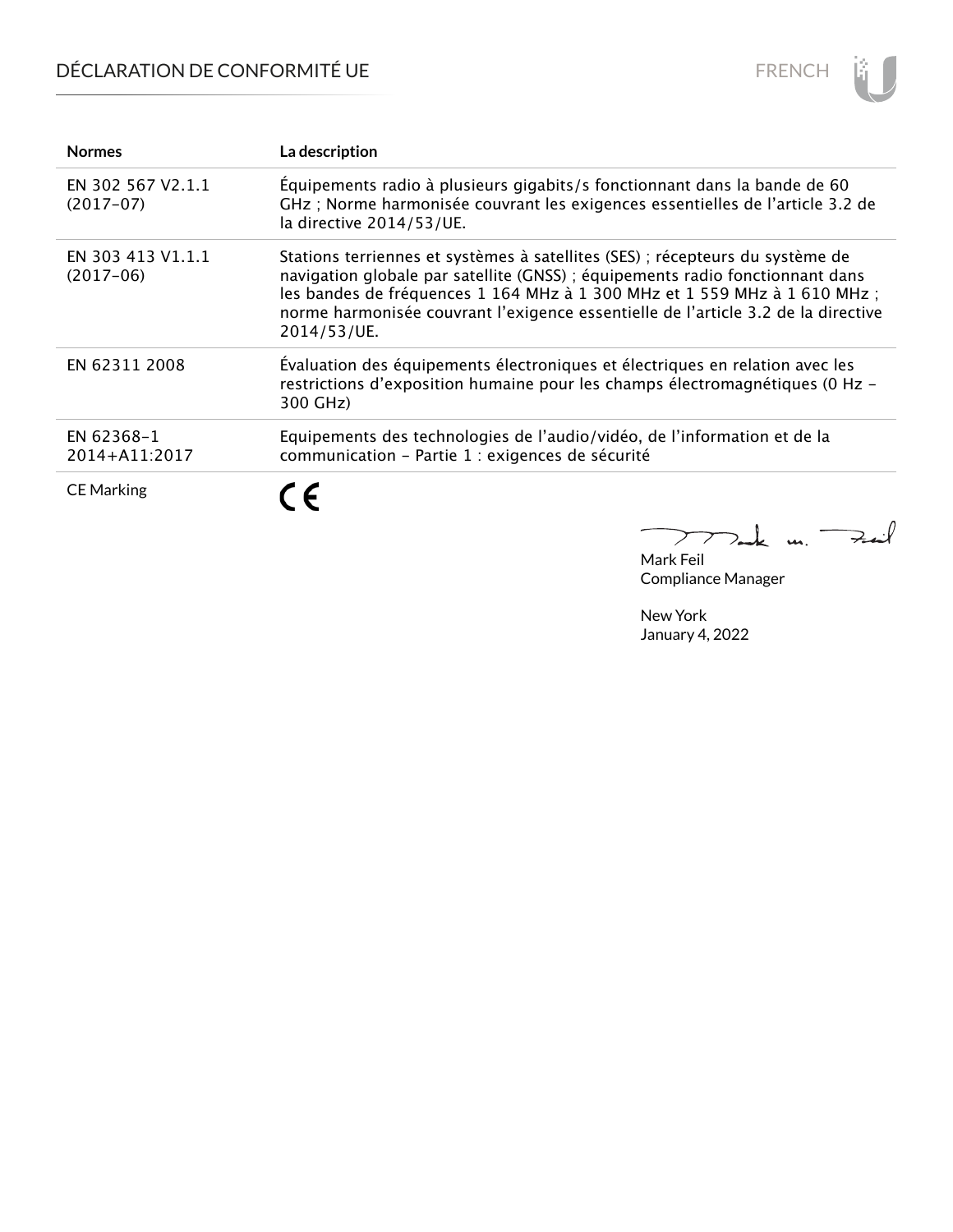# DÉCLARATION DE CONFORMITÉ UE

| Normes | La description |
| --- | --- |
| EN 302 567 V2.1.1 (2017-07) | Équipements radio à plusieurs gigabits/s fonctionnant dans la bande de 60 GHz ; Norme harmonisée couvrant les exigences essentielles de l'article 3.2 de la directive 2014/53/UE. |
| EN 303 413 V1.1.1 (2017-06) | Stations terriennes et systèmes à satellites (SES) ; récepteurs du système de navigation globale par satellite (GNSS) ; équipements radio fonctionnant dans les bandes de fréquences 1 164 MHz à 1 300 MHz et 1 559 MHz à 1 610 MHz ; norme harmonisée couvrant l'exigence essentielle de l'article 3.2 de la directive 2014/53/UE. |
| EN 62311 2008 | Évaluation des équipements électroniques et électriques en relation avec les restrictions d'exposition humaine pour les champs électromagnétiques (0 Hz - 300 GHz) |
| EN 62368-1 2014+A11:2017 | Equipements des technologies de l'audio/vidéo, de l'information et de la communication - Partie 1 : exigences de sécurité |
| CE Marking | CE |

Mark Feil
Compliance Manager

New York
January 4, 2022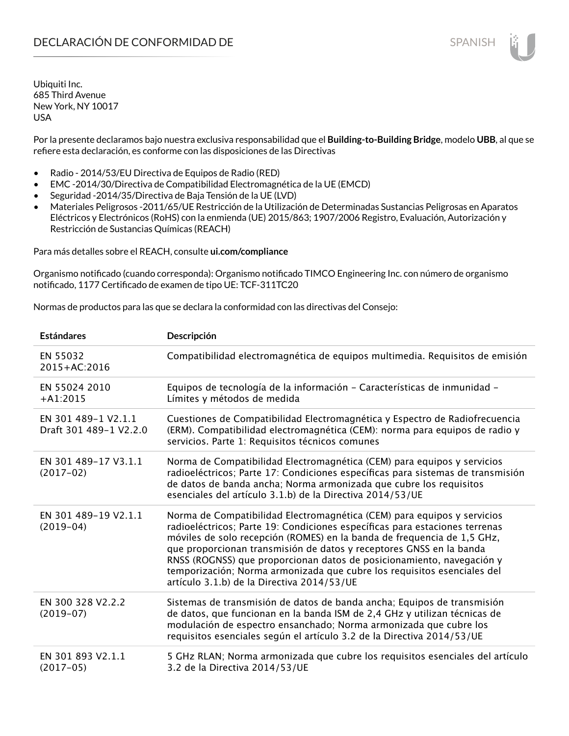# DECLARACIÓN DE CONFORMIDAD DE

Ubiquiti Inc.
685 Third Avenue
New York, NY 10017
USA

Por la presente declaramos bajo nuestra exclusiva responsabilidad que el **Building-to-Building Bridge**, modelo **UBB**, al que se refiere esta declaración, es conforme con las disposiciones de las Directivas

- Radio - 2014/53/EU Directiva de Equipos de Radio (RED)
- EMC -2014/30/Directiva de Compatibilidad Electromagnética de la UE (EMCD)
- Seguridad -2014/35/Directiva de Baja Tensión de la UE (LVD)
- Materiales Peligrosos -2011/65/UE Restricción de la Utilización de Determinadas Sustancias Peligrosas en Aparatos Eléctricos y Electrónicos (RoHS) con la enmienda (UE) 2015/863; 1907/2006 Registro, Evaluación, Autorización y Restricción de Sustancias Químicas (REACH)

Para más detalles sobre el REACH, consulte **ui.com/compliance**

Organismo notificado (cuando corresponda): Organismo notificado TIMCO Engineering Inc. con número de organismo notificado, 1177 Certificado de examen de tipo UE: TCF-311TC20

Normas de productos para las que se declara la conformidad con las directivas del Consejo:

| Estándares | Descripción |
| --- | --- |
| EN 55032 2015+AC:2016 | Compatibilidad electromagnética de equipos multimedia. Requisitos de emisión |
| EN 55024 2010 +A1:2015 | Equipos de tecnología de la información – Características de inmunidad – Límites y métodos de medida |
| EN 301 489-1 V2.1.1 Draft 301 489-1 V2.2.0 | Cuestiones de Compatibilidad Electromagnética y Espectro de Radiofrecuencia (ERM). Compatibilidad electromagnética (CEM): norma para equipos de radio y servicios. Parte 1: Requisitos técnicos comunes |
| EN 301 489-17 V3.1.1 (2017-02) | Norma de Compatibilidad Electromagnética (CEM) para equipos y servicios radioeléctricos; Parte 17: Condiciones específicas para sistemas de transmisión de datos de banda ancha; Norma armonizada que cubre los requisitos esenciales del artículo 3.1.b) de la Directiva 2014/53/UE |
| EN 301 489-19 V2.1.1 (2019-04) | Norma de Compatibilidad Electromagnética (CEM) para equipos y servicios radioeléctricos; Parte 19: Condiciones específicas para estaciones terrenas móviles de solo recepción (ROMES) en la banda de frequencia de 1,5 GHz, que proporcionan transmisión de datos y receptores GNSS en la banda RNSS (ROGNSS) que proporcionan datos de posicionamiento, navegación y temporización; Norma armonizada que cubre los requisitos esenciales del artículo 3.1.b) de la Directiva 2014/53/UE |
| EN 300 328 V2.2.2 (2019-07) | Sistemas de transmisión de datos de banda ancha; Equipos de transmisión de datos, que funcionan en la banda ISM de 2,4 GHz y utilizan técnicas de modulación de espectro ensanchado; Norma armonizada que cubre los requisitos esenciales según el artículo 3.2 de la Directiva 2014/53/UE |
| EN 301 893 V2.1.1 (2017-05) | 5 GHz RLAN; Norma armonizada que cubre los requisitos esenciales del artículo 3.2 de la Directiva 2014/53/UE |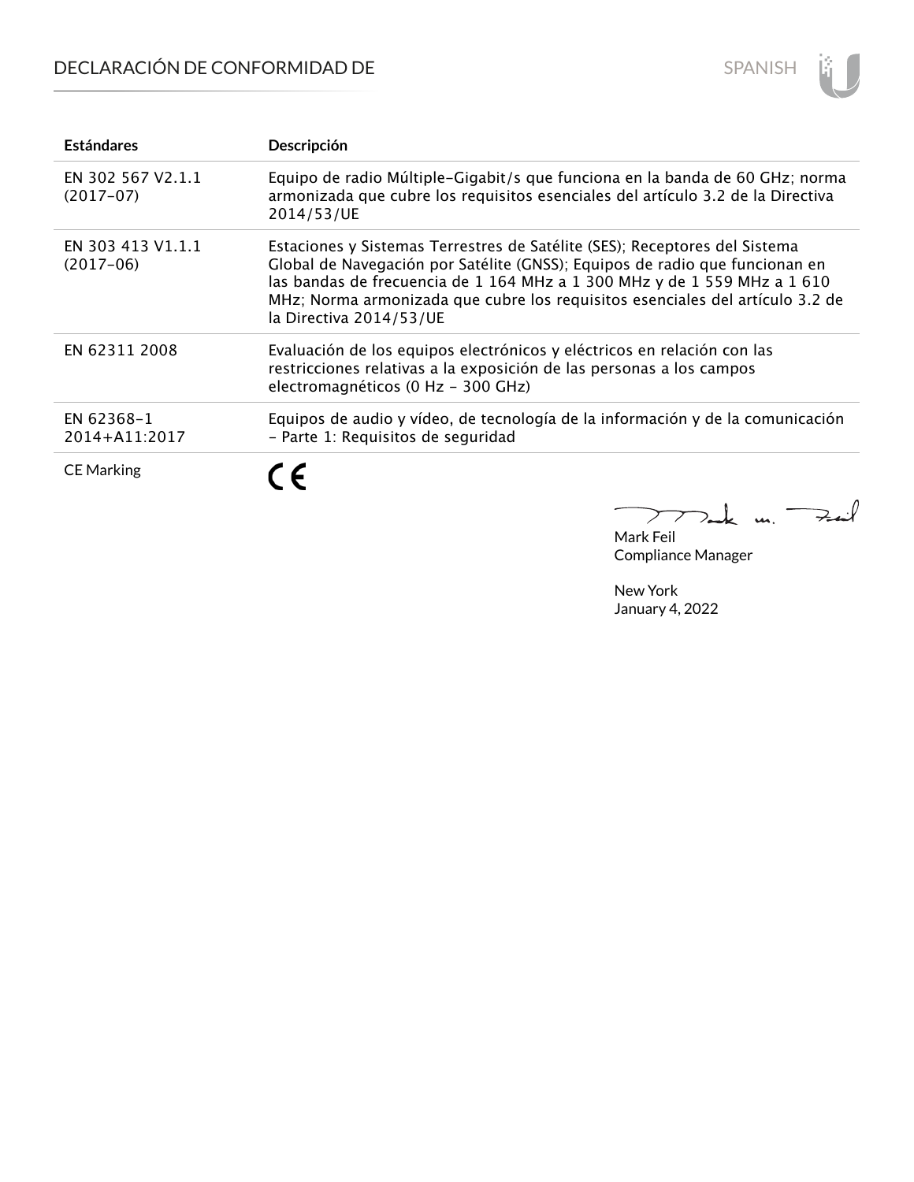# DECLARACIÓN DE CONFORMIDAD DE

SPANISH

| Estándares | Descripción |
|---|---|
| EN 302 567 V2.1.1 (2017-07) | Equipo de radio Múltiple-Gigabit/s que funciona en la banda de 60 GHz; norma armonizada que cubre los requisitos esenciales del artículo 3.2 de la Directiva 2014/53/UE |
| EN 303 413 V1.1.1 (2017-06) | Estaciones y Sistemas Terrestres de Satélite (SES); Receptores del Sistema Global de Navegación por Satélite (GNSS); Equipos de radio que funcionan en las bandas de frecuencia de 1 164 MHz a 1 300 MHz y de 1 559 MHz a 1 610 MHz; Norma armonizada que cubre los requisitos esenciales del artículo 3.2 de la Directiva 2014/53/UE |
| EN 62311 2008 | Evaluación de los equipos electrónicos y eléctricos en relación con las restricciones relativas a la exposición de las personas a los campos electromagnéticos (0 Hz - 300 GHz) |
| EN 62368-1 2014+A11:2017 | Equipos de audio y vídeo, de tecnología de la información y de la comunicación - Parte 1: Requisitos de seguridad |
| CE Marking | CE |

Mark Feil
Compliance Manager

New York
January 4, 2022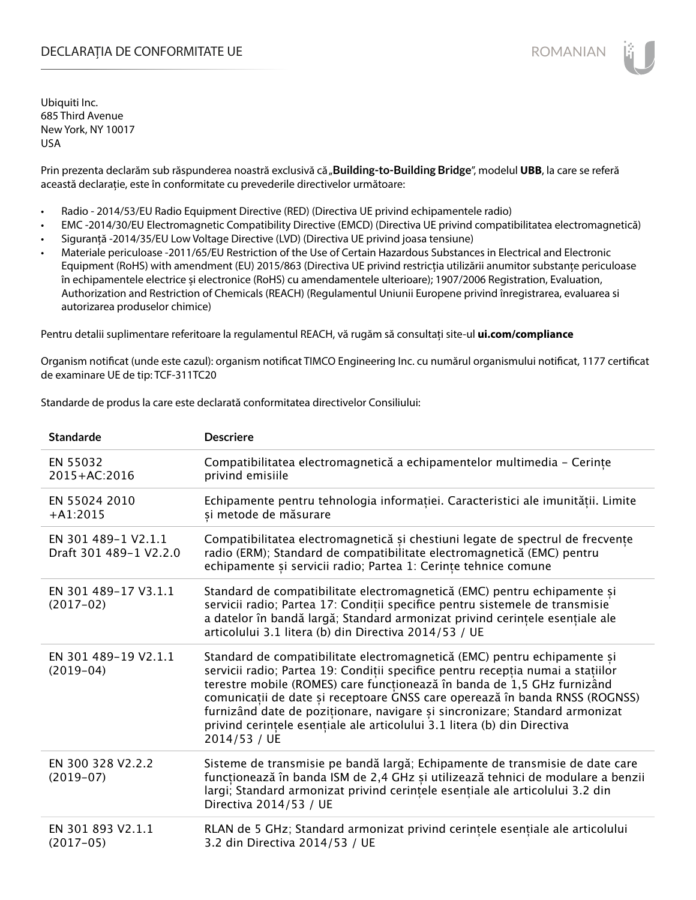# DECLARAȚIA DE CONFORMITATE UE

Ubiquiti Inc.
685 Third Avenue
New York, NY 10017
USA

Prin prezenta declarăm sub răspunderea noastră exclusivă că „**Building-to-Building Bridge**", modelul **UBB**, la care se referă această declarație, este în conformitate cu prevederile directivelor următoare:

- Radio - 2014/53/EU Radio Equipment Directive (RED) (Directiva UE privind echipamentele radio)
- EMC -2014/30/EU Electromagnetic Compatibility Directive (EMCD) (Directiva UE privind compatibilitatea electromagnetică)
- Siguranță -2014/35/EU Low Voltage Directive (LVD) (Directiva UE privind joasa tensiune)
- Materiale periculoase -2011/65/EU Restriction of the Use of Certain Hazardous Substances in Electrical and Electronic Equipment (RoHS) with amendment (EU) 2015/863 (Directiva UE privind restricția utilizării anumitor substanțe periculoase în echipamentele electrice și electronice (RoHS) cu amendamentele ulterioare); 1907/2006 Registration, Evaluation, Authorization and Restriction of Chemicals (REACH) (Regulamentul Uniunii Europene privind înregistrarea, evaluarea si autorizarea produselor chimice)

Pentru detalii suplimentare referitoare la regulamentul REACH, vă rugăm să consultați site-ul **ui.com/compliance**

Organism notificat (unde este cazul): organism notificat TIMCO Engineering Inc. cu numărul organismului notificat, 1177 certificat de examinare UE de tip: TCF-311TC20

Standarde de produs la care este declarată conformitatea directivelor Consiliului:

| Standarde | Descriere |
|---|---|
| EN 55032 2015+AC:2016 | Compatibilitatea electromagnetică a echipamentelor multimedia – Cerințe privind emisiile |
| EN 55024 2010 +A1:2015 | Echipamente pentru tehnologia informației. Caracteristici ale imunității. Limite și metode de măsurare |
| EN 301 489-1 V2.1.1 Draft 301 489-1 V2.2.0 | Compatibilitatea electromagnetică și chestiuni legate de spectrul de frecvențe radio (ERM); Standard de compatibilitate electromagnetică (EMC) pentru echipamente și servicii radio; Partea 1: Cerințe tehnice comune |
| EN 301 489-17 V3.1.1 (2017-02) | Standard de compatibilitate electromagnetică (EMC) pentru echipamente și servicii radio; Partea 17: Condiții specifice pentru sistemele de transmisie a datelor în bandă largă; Standard armonizat privind cerințele esențiale ale articolului 3.1 litera (b) din Directiva 2014/53 / UE |
| EN 301 489-19 V2.1.1 (2019-04) | Standard de compatibilitate electromagnetică (EMC) pentru echipamente și servicii radio; Partea 19: Condiții specifice pentru recepția numai a stațiilor terestre mobile (ROMES) care funcționează în banda de 1,5 GHz furnizând comunicații de date și receptoare GNSS care operează în banda RNSS (ROGNSS) furnizând date de poziționare, navigare și sincronizare; Standard armonizat privind cerințele esențiale ale articolului 3.1 litera (b) din Directiva 2014/53 / UE |
| EN 300 328 V2.2.2 (2019-07) | Sisteme de transmisie pe bandă largă; Echipamente de transmisie de date care funcționează în banda ISM de 2,4 GHz și utilizează tehnici de modulare a benzii largi; Standard armonizat privind cerințele esențiale ale articolului 3.2 din Directiva 2014/53 / UE |
| EN 301 893 V2.1.1 (2017-05) | RLAN de 5 GHz; Standard armonizat privind cerințele esențiale ale articolului 3.2 din Directiva 2014/53 / UE |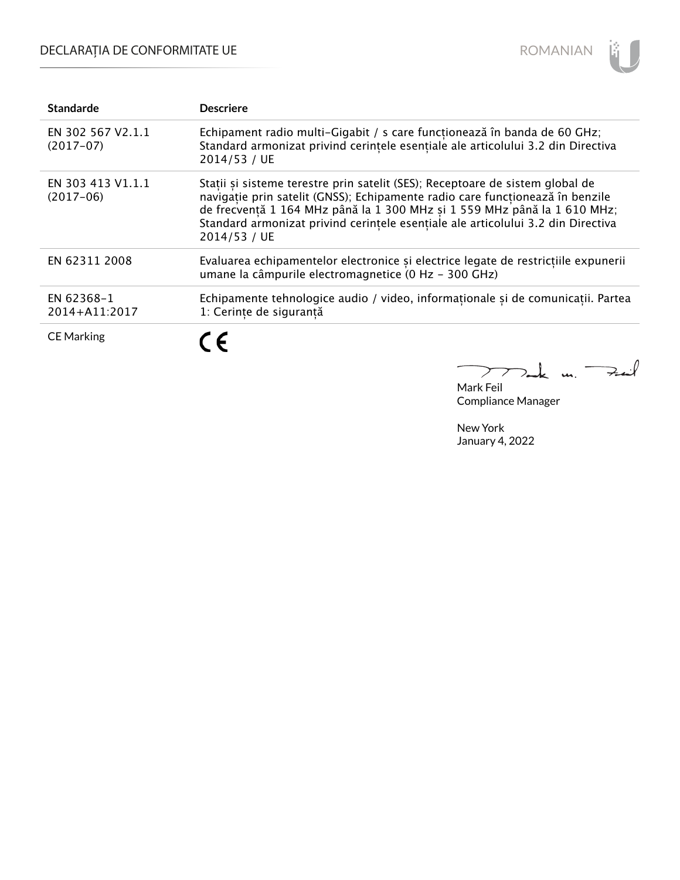| Standarde | Descriere |
|---|---|
| EN 302 567 V2.1.1 (2017-07) | Echipament radio multi-Gigabit / s care funcționează în banda de 60 GHz; Standard armonizat privind cerințele esențiale ale articolului 3.2 din Directiva 2014/53 / UE |
| EN 303 413 V1.1.1 (2017-06) | Stații și sisteme terestre prin satelit (SES); Receptoare de sistem global de navigație prin satelit (GNSS); Echipamente radio care funcționează în benzile de frecvență 1 164 MHz până la 1 300 MHz și 1 559 MHz până la 1 610 MHz; Standard armonizat privind cerințele esențiale ale articolului 3.2 din Directiva 2014/53 / UE |
| EN 62311 2008 | Evaluarea echipamentelor electronice și electrice legate de restricțiile expunerii umane la câmpurile electromagnetice (0 Hz - 300 GHz) |
| EN 62368-1 2014+A11:2017 | Echipamente tehnologice audio / video, informaționale și de comunicații. Partea 1: Cerințe de siguranță |
| CE Marking | CE |

Mark Feil
Compliance Manager

New York
January 4, 2022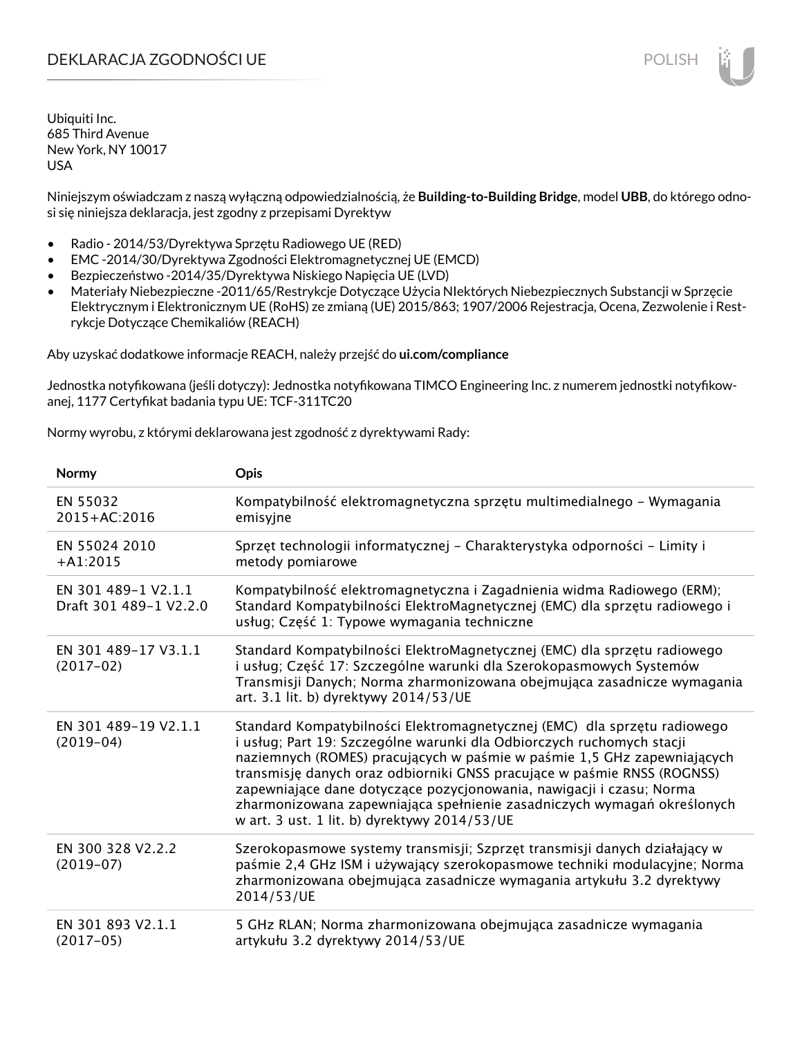# DEKLARACJA ZGODNOŚCI UE

Ubiquiti Inc.
685 Third Avenue
New York, NY 10017
USA

Niniejszym oświadczam z naszą wyłączną odpowiedzialnością, że **Building-to-Building Bridge**, model **UBB**, do którego odnosi się niniejsza deklaracja, jest zgodny z przepisami Dyrektyw

- Radio - 2014/53/Dyrektywa Sprzętu Radiowego UE (RED)
- EMC -2014/30/Dyrektywa Zgodności Elektromagnetycznej UE (EMCD)
- Bezpieczeństwo -2014/35/Dyrektywa Niskiego Napięcia UE (LVD)
- Materiały Niebezpieczne -2011/65/Restrykcje Dotyczące Użycia NIektórych Niebezpiecznych Substancji w Sprzęcie Elektrycznym i Elektronicznym UE (RoHS) ze zmianą (UE) 2015/863; 1907/2006 Rejestracja, Ocena, Zezwolenie i Restrykcje Dotyczące Chemikaliów (REACH)

Aby uzyskać dodatkowe informacje REACH, należy przejść do **ui.com/compliance**

Jednostka notyfikowana (jeśli dotyczy): Jednostka notyfikowana TIMCO Engineering Inc. z numerem jednostki notyfikowanej, 1177 Certyfikat badania typu UE: TCF-311TC20

Normy wyrobu, z którymi deklarowana jest zgodność z dyrektywami Rady:

| Normy | Opis |
|---|---|
| EN 55032 2015+AC:2016 | Kompatybilność elektromagnetyczna sprzętu multimedialnego – Wymagania emisyjne |
| EN 55024 2010 +A1:2015 | Sprzęt technologii informatycznej – Charakterystyka odporności – Limity i metody pomiarowe |
| EN 301 489-1 V2.1.1 Draft 301 489-1 V2.2.0 | Kompatybilność elektromagnetyczna i Zagadnienia widma Radiowego (ERM); Standard Kompatybilności ElektroMagnetycznej (EMC) dla sprzętu radiowego i usług; Część 1: Typowe wymagania techniczne |
| EN 301 489-17 V3.1.1 (2017-02) | Standard Kompatybilności ElektroMagnetycznej (EMC) dla sprzętu radiowego i usług; Część 17: Szczególne warunki dla Szerokopasmowych Systemów Transmisji Danych; Norma zharmonizowana obejmująca zasadnicze wymagania art. 3.1 lit. b) dyrektywy 2014/53/UE |
| EN 301 489-19 V2.1.1 (2019-04) | Standard Kompatybilności Elektromagnetycznej (EMC) dla sprzętu radiowego i usług; Part 19: Szczególne warunki dla Odbiorczych ruchomych stacji naziemnych (ROMES) pracujących w paśmie w paśmie 1,5 GHz zapewniających transmisję danych oraz odbiorniki GNSS pracujące w paśmie RNSS (ROGNSS) zapewniające dane dotyczące pozycjonowania, nawigacji i czasu; Norma zharmonizowana zapewniająca spełnienie zasadniczych wymagań określonych w art. 3 ust. 1 lit. b) dyrektywy 2014/53/UE |
| EN 300 328 V2.2.2 (2019-07) | Szerokopasmowe systemy transmisji; Szprzęt transmisji danych działający w paśmie 2,4 GHz ISM i używający szerokopasmowe techniki modulacyjne; Norma zharmonizowana obejmująca zasadnicze wymagania artykułu 3.2 dyrektywy 2014/53/UE |
| EN 301 893 V2.1.1 (2017-05) | 5 GHz RLAN; Norma zharmonizowana obejmująca zasadnicze wymagania artykułu 3.2 dyrektywy 2014/53/UE |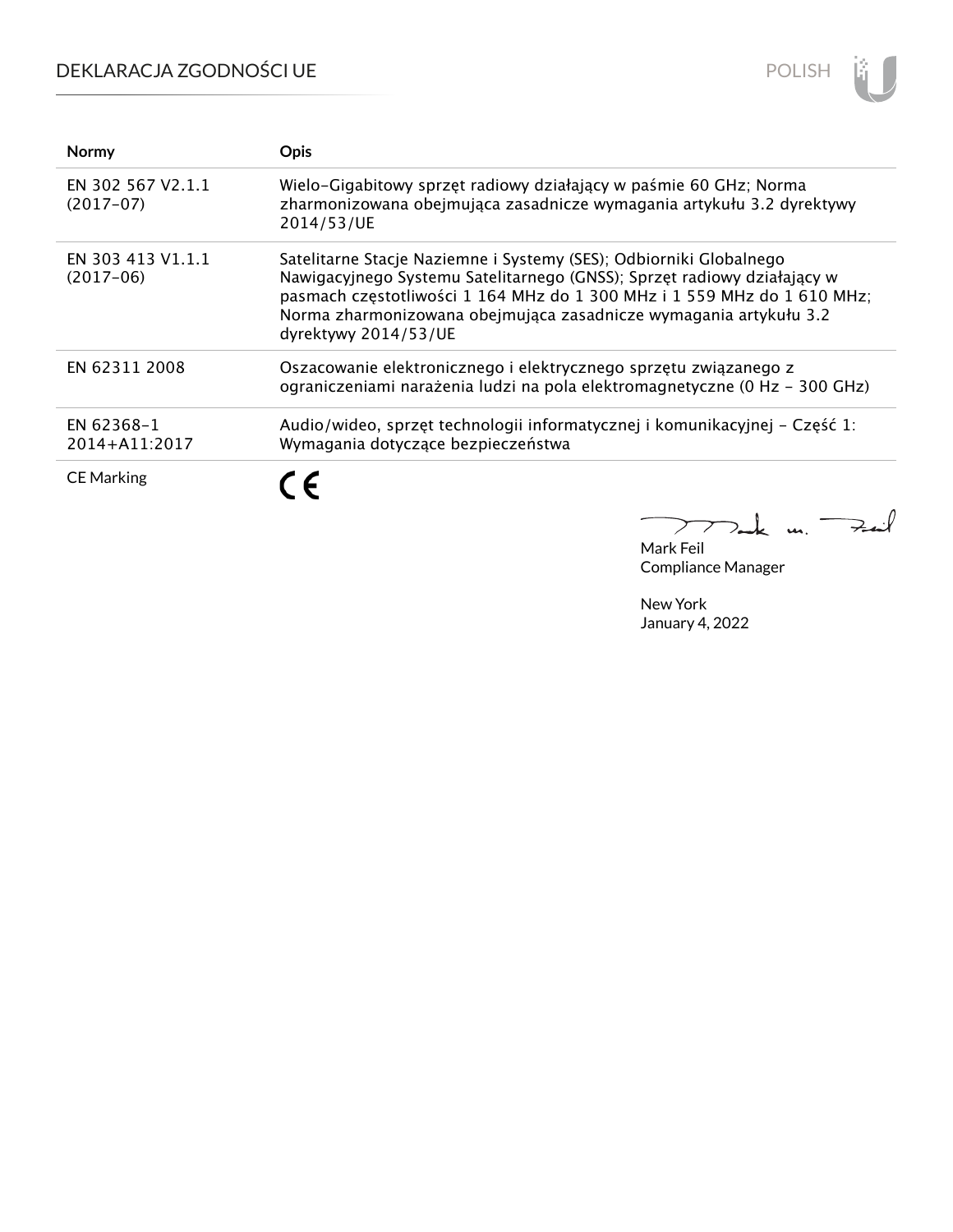# DEKLARACJA ZGODNOŚCI UE

| Normy | Opis |
| --- | --- |
| EN 302 567 V2.1.1 (2017-07) | Wielo-Gigabitowy sprzęt radiowy działający w paśmie 60 GHz; Norma zharmonizowana obejmująca zasadnicze wymagania artykułu 3.2 dyrektywy 2014/53/UE |
| EN 303 413 V1.1.1 (2017-06) | Satelitarne Stacje Naziemne i Systemy (SES); Odbiorniki Globalnego Nawigacyjnego Systemu Satelitarnego (GNSS); Sprzęt radiowy działający w pasmach częstotliwości 1 164 MHz do 1 300 MHz i 1 559 MHz do 1 610 MHz; Norma zharmonizowana obejmująca zasadnicze wymagania artykułu 3.2 dyrektywy 2014/53/UE |
| EN 62311 2008 | Oszacowanie elektronicznego i elektrycznego sprzętu związanego z ograniczeniami narażenia ludzi na pola elektromagnetyczne (0 Hz - 300 GHz) |
| EN 62368-1 2014+A11:2017 | Audio/wideo, sprzęt technologii informatycznej i komunikacyjnej - Część 1: Wymagania dotyczące bezpieczeństwa |
| CE Marking | CE |

Mark Feil
Compliance Manager

New York
January 4, 2022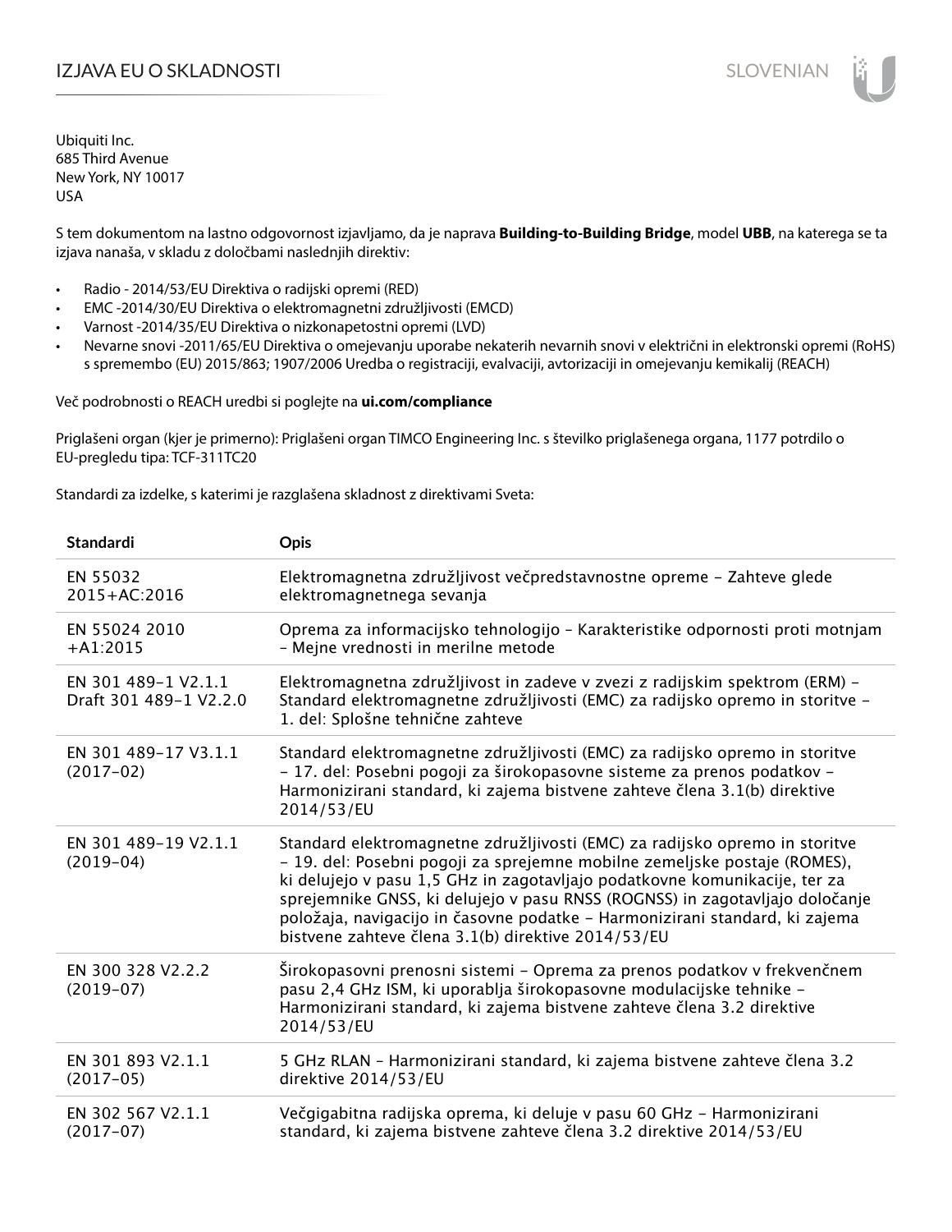# IZJAVA EU O SKLADNOSTI

Ubiquiti Inc.
685 Third Avenue
New York, NY 10017
USA

S tem dokumentom na lastno odgovornost izjavljamo, da je naprava **Building-to-Building Bridge**, model **UBB**, na katerega se ta izjava nanaša, v skladu z določbami naslednjih direktiv:

- Radio - 2014/53/EU Direktiva o radijski opremi (RED)
- EMC -2014/30/EU Direktiva o elektromagnetni združljivosti (EMCD)
- Varnost -2014/35/EU Direktiva o nizkonapetostni opremi (LVD)
- Nevarne snovi -2011/65/EU Direktiva o omejevanju uporabe nekaterih nevarnih snovi v električni in elektronski opremi (RoHS) s spremembo (EU) 2015/863; 1907/2006 Uredba o registraciji, evalvaciji, avtorizaciji in omejevanju kemikalij (REACH)

Več podrobnosti o REACH uredbi si poglejte na **ui.com/compliance**

Priglašeni organ (kjer je primerno): Priglašeni organ TIMCO Engineering Inc. s številko priglašenega organa, 1177 potrdilo o EU-pregledu tipa: TCF-311TC20

Standardi za izdelke, s katerimi je razglašena skladnost z direktivami Sveta:

| Standardi | Opis |
|---|---|
| EN 55032 2015+AC:2016 | Elektromagnetna združljivost večpredstavnostne opreme – Zahteve glede elektromagnetnega sevanja |
| EN 55024 2010 +A1:2015 | Oprema za informacijsko tehnologijo – Karakteristike odpornosti proti motnjam – Mejne vrednosti in merilne metode |
| EN 301 489-1 V2.1.1 Draft 301 489-1 V2.2.0 | Elektromagnetna združljivost in zadeve v zvezi z radijskim spektrom (ERM) – Standard elektromagnetne združljivosti (EMC) za radijsko opremo in storitve – 1. del: Splošne tehnične zahteve |
| EN 301 489-17 V3.1.1 (2017-02) | Standard elektromagnetne združljivosti (EMC) za radijsko opremo in storitve – 17. del: Posebni pogoji za širokopasovne sisteme za prenos podatkov – Harmonizirani standard, ki zajema bistvene zahteve člena 3.1(b) direktive 2014/53/EU |
| EN 301 489-19 V2.1.1 (2019-04) | Standard elektromagnetne združljivosti (EMC) za radijsko opremo in storitve – 19. del: Posebni pogoji za sprejemne mobilne zemeljske postaje (ROMES), ki delujejo v pasu 1,5 GHz in zagotavljajo podatkovne komunikacije, ter za sprejemnike GNSS, ki delujejo v pasu RNSS (ROGNSS) in zagotavljajo določanje položaja, navigacijo in časovne podatke – Harmonizirani standard, ki zajema bistvene zahteve člena 3.1(b) direktive 2014/53/EU |
| EN 300 328 V2.2.2 (2019-07) | Širokopasovni prenosni sistemi – Oprema za prenos podatkov v frekvenčnem pasu 2,4 GHz ISM, ki uporablja širokopasovne modulacijske tehnike – Harmonizirani standard, ki zajema bistvene zahteve člena 3.2 direktive 2014/53/EU |
| EN 301 893 V2.1.1 (2017-05) | 5 GHz RLAN – Harmonizirani standard, ki zajema bistvene zahteve člena 3.2 direktive 2014/53/EU |
| EN 302 567 V2.1.1 (2017-07) | Večgigabitna radijska oprema, ki deluje v pasu 60 GHz – Harmonizirani standard, ki zajema bistvene zahteve člena 3.2 direktive 2014/53/EU |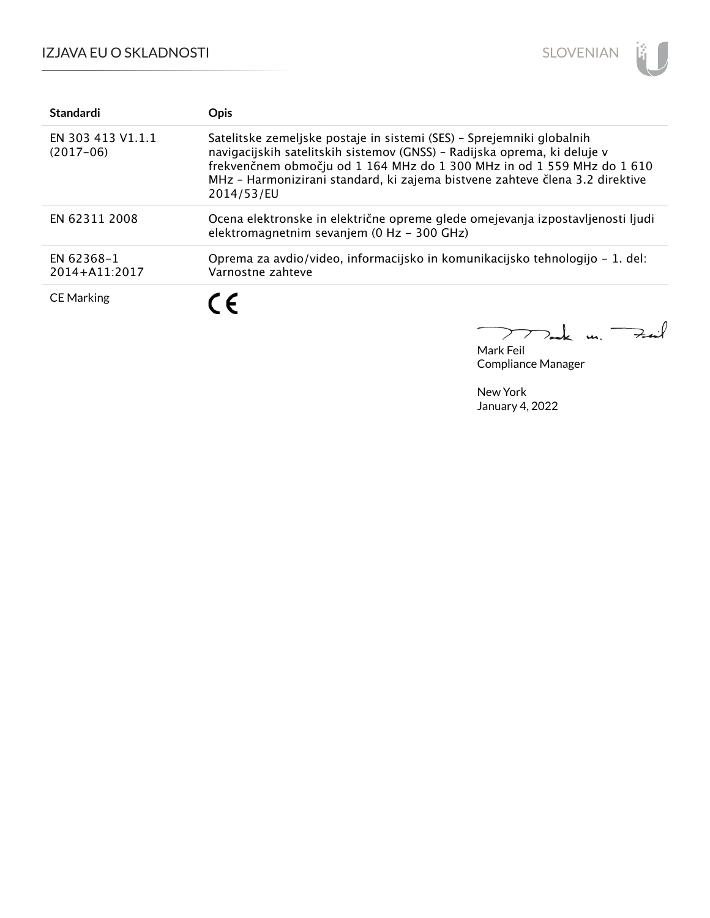| Standardi | Opis |
| --- | --- |
| EN 303 413 V1.1.1 (2017-06) | Satelitske zemeljske postaje in sistemi (SES) – Sprejemniki globalnih navigacijskih satelitskih sistemov (GNSS) – Radijska oprema, ki deluje v frekvenčnem območju od 1 164 MHz do 1 300 MHz in od 1 559 MHz do 1 610 MHz – Harmonizirani standard, ki zajema bistvene zahteve člena 3.2 direktive 2014/53/EU |
| EN 62311 2008 | Ocena elektronske in električne opreme glede omejevanja izpostavljenosti ljudi elektromagnetnim sevanjem (0 Hz – 300 GHz) |
| EN 62368-1 2014+A11:2017 | Oprema za avdio/video, informacijsko in komunikacijsko tehnologijo – 1. del: Varnostne zahteve |
| CE Marking | CE |

Mark Feil
Compliance Manager

New York
January 4, 2022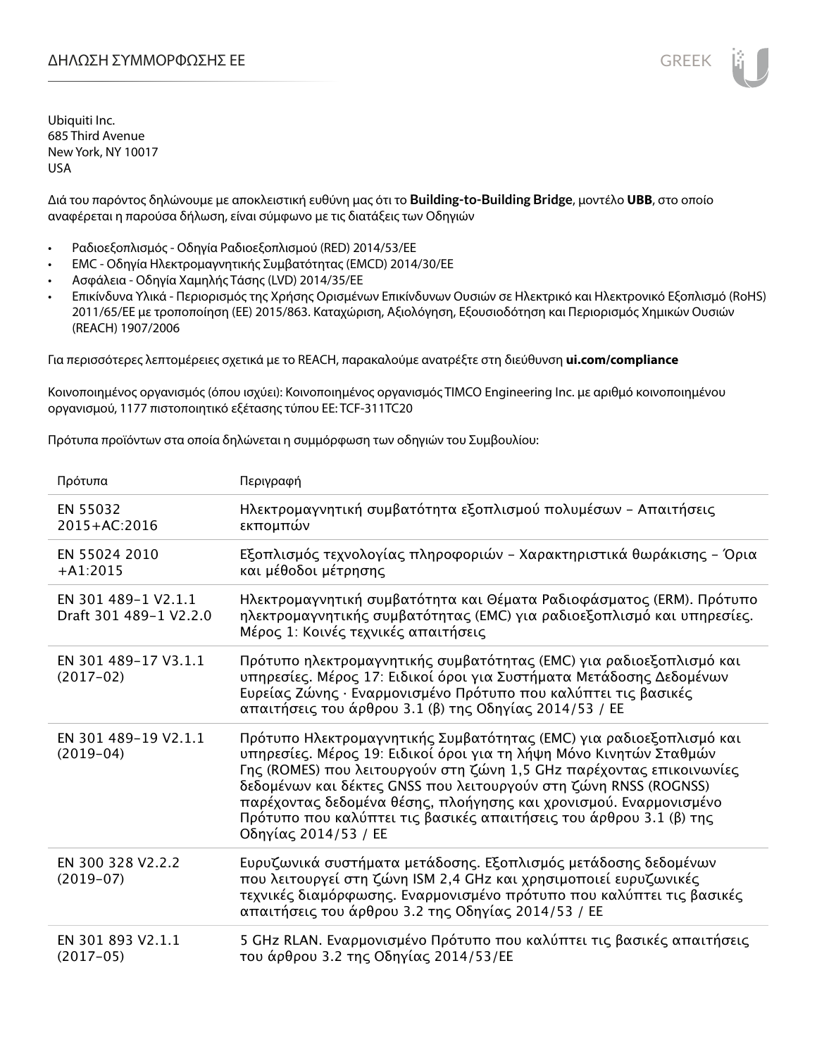# ΔΗΛΩΣΗ ΣΥΜΜΟΡΦΩΣΗΣ ΕΕ

Ubiquiti Inc.
685 Third Avenue
New York, NY 10017
USA

Διά του παρόντος δηλώνουμε με αποκλειστική ευθύνη μας ότι το **Building-to-Building Bridge**, μοντέλο **UBB**, στο οποίο αναφέρεται η παρούσα δήλωση, είναι σύμφωνο με τις διατάξεις των Οδηγιών

- Ραδιοεξοπλισμός - Οδηγία Ραδιοεξοπλισμού (RED) 2014/53/ΕΕ
- EMC - Οδηγία Ηλεκτρομαγνητικής Συμβατότητας (EMCD) 2014/30/ΕΕ
- Ασφάλεια - Οδηγία Χαμηλής Τάσης (LVD) 2014/35/ΕΕ
- Επικίνδυνα Υλικά - Περιορισμός της Χρήσης Ορισμένων Επικίνδυνων Ουσιών σε Ηλεκτρικό και Ηλεκτρονικό Εξοπλισμό (RoHS) 2011/65/ΕΕ με τροποποίηση (ΕΕ) 2015/863. Καταχώριση, Αξιολόγηση, Εξουσιοδότηση και Περιορισμός Χημικών Ουσιών (REACH) 1907/2006

Για περισσότερες λεπτομέρειες σχετικά με το REACH, παρακαλούμε ανατρέξτε στη διεύθυνση **ui.com/compliance**

Κοινοποιημένος οργανισμός (όπου ισχύει): Κοινοποιημένος οργανισμός TIMCO Engineering Inc. με αριθμό κοινοποιημένου οργανισμού, 1177 πιστοποιητικό εξέτασης τύπου ΕΕ: TCF-311TC20

Πρότυπα προϊόντων στα οποία δηλώνεται η συμμόρφωση των οδηγιών του Συμβουλίου:

| Πρότυπα | Περιγραφή |
|---|---|
| EN 55032 2015+AC:2016 | Ηλεκτρομαγνητική συμβατότητα εξοπλισμού πολυμέσων – Απαιτήσεις εκπομπών |
| EN 55024 2010 +A1:2015 | Εξοπλισμός τεχνολογίας πληροφοριών – Χαρακτηριστικά θωράκισης – Όρια και μέθοδοι μέτρησης |
| EN 301 489-1 V2.1.1 Draft 301 489-1 V2.2.0 | Ηλεκτρομαγνητική συμβατότητα και Θέματα Ραδιοφάσματος (ERM). Πρότυπο ηλεκτρομαγνητικής συμβατότητας (EMC) για ραδιοεξοπλισμό και υπηρεσίες. Μέρος 1: Κοινές τεχνικές απαιτήσεις |
| EN 301 489-17 V3.1.1 (2017-02) | Πρότυπο ηλεκτρομαγνητικής συμβατότητας (EMC) για ραδιοεξοπλισμό και υπηρεσίες. Μέρος 17: Ειδικοί όροι για Συστήματα Μετάδοσης Δεδομένων Ευρείας Ζώνης · Εναρμονισμένο Πρότυπο που καλύπτει τις βασικές απαιτήσεις του άρθρου 3.1 (β) της Οδηγίας 2014/53 / ΕΕ |
| EN 301 489-19 V2.1.1 (2019-04) | Πρότυπο Ηλεκτρομαγνητικής Συμβατότητας (EMC) για ραδιοεξοπλισμό και υπηρεσίες. Μέρος 19: Ειδικοί όροι για τη λήψη Μόνο Κινητών Σταθμών Γης (ROMES) που λειτουργούν στη ζώνη 1,5 GHz παρέχοντας επικοινωνίες δεδομένων και δέκτες GNSS που λειτουργούν στη ζώνη RNSS (ROGNSS) παρέχοντας δεδομένα θέσης, πλοήγησης και χρονισμού. Εναρμονισμένο Πρότυπο που καλύπτει τις βασικές απαιτήσεις του άρθρου 3.1 (β) της Οδηγίας 2014/53 / ΕΕ |
| EN 300 328 V2.2.2 (2019-07) | Ευρυζωνικά συστήματα μετάδοσης. Εξοπλισμός μετάδοσης δεδομένων που λειτουργεί στη ζώνη ISM 2,4 GHz και χρησιμοποιεί ευρυζωνικές τεχνικές διαμόρφωσης. Εναρμονισμένο πρότυπο που καλύπτει τις βασικές απαιτήσεις του άρθρου 3.2 της Οδηγίας 2014/53 / ΕΕ |
| EN 301 893 V2.1.1 (2017-05) | 5 GHz RLAN. Εναρμονισμένο Πρότυπο που καλύπτει τις βασικές απαιτήσεις του άρθρου 3.2 της Οδηγίας 2014/53/ΕΕ |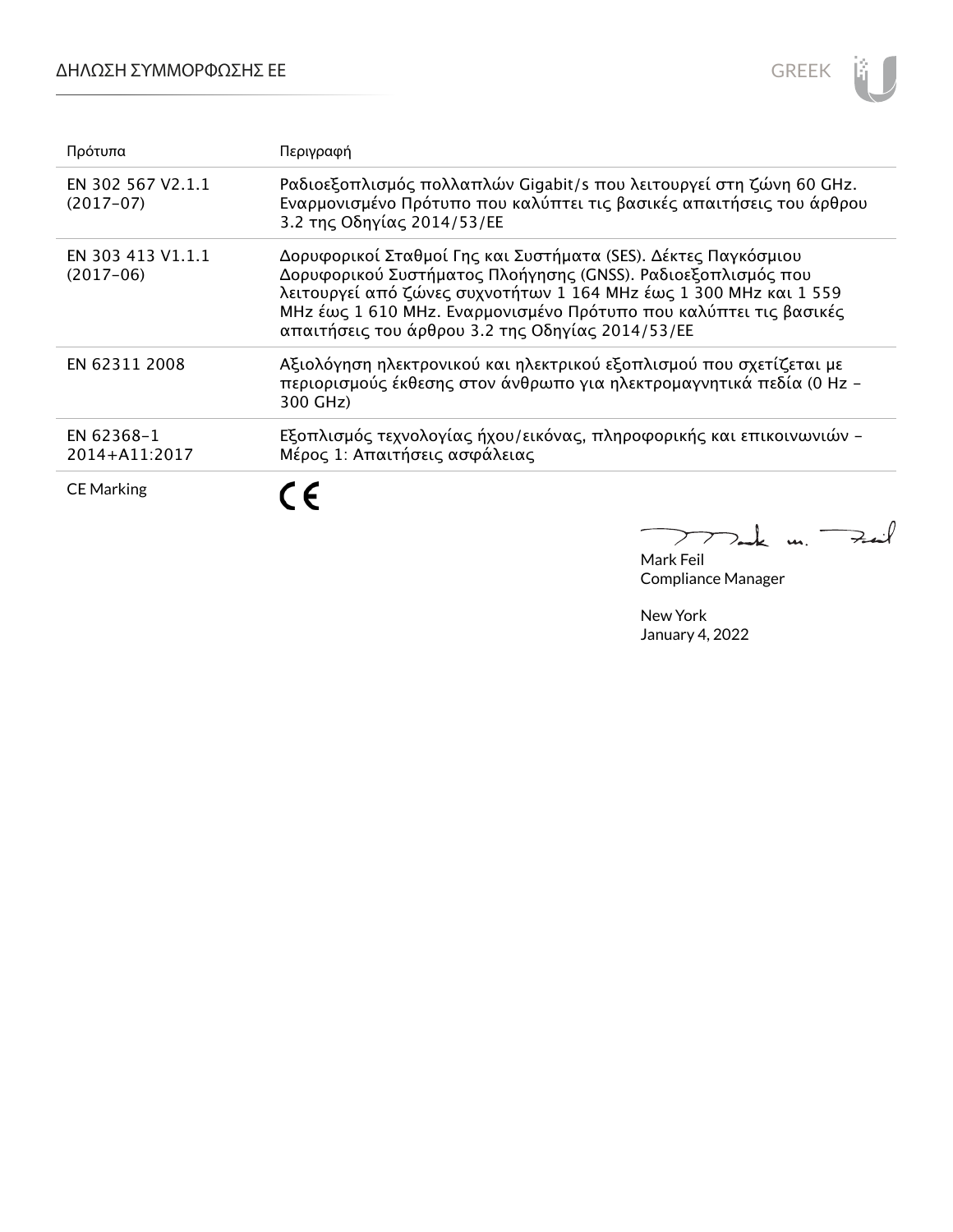| Πρότυπα | Περιγραφή |
|---|---|
| EN 302 567 V2.1.1 (2017-07) | Ραδιοεξοπλισμός πολλαπλών Gigabit/s που λειτουργεί στη ζώνη 60 GHz. Εναρμονισμένο Πρότυπο που καλύπτει τις βασικές απαιτήσεις του άρθρου 3.2 της Οδηγίας 2014/53/ΕΕ |
| EN 303 413 V1.1.1 (2017-06) | Δορυφορικοί Σταθμοί Γης και Συστήματα (SES). Δέκτες Παγκόσμιου Δορυφορικού Συστήματος Πλοήγησης (GNSS). Ραδιοεξοπλισμός που λειτουργεί από ζώνες συχνοτήτων 1 164 MHz έως 1 300 MHz και 1 559 MHz έως 1 610 MHz. Εναρμονισμένο Πρότυπο που καλύπτει τις βασικές απαιτήσεις του άρθρου 3.2 της Οδηγίας 2014/53/ΕΕ |
| EN 62311 2008 | Αξιολόγηση ηλεκτρονικού και ηλεκτρικού εξοπλισμού που σχετίζεται με περιορισμούς έκθεσης στον άνθρωπο για ηλεκτρομαγνητικά πεδία (0 Hz – 300 GHz) |
| EN 62368-1 2014+A11:2017 | Εξοπλισμός τεχνολογίας ήχου/εικόνας, πληροφορικής και επικοινωνιών – Μέρος 1: Απαιτήσεις ασφάλειας |
| CE Marking | CE |

Mark Feil
Compliance Manager

New York
January 4, 2022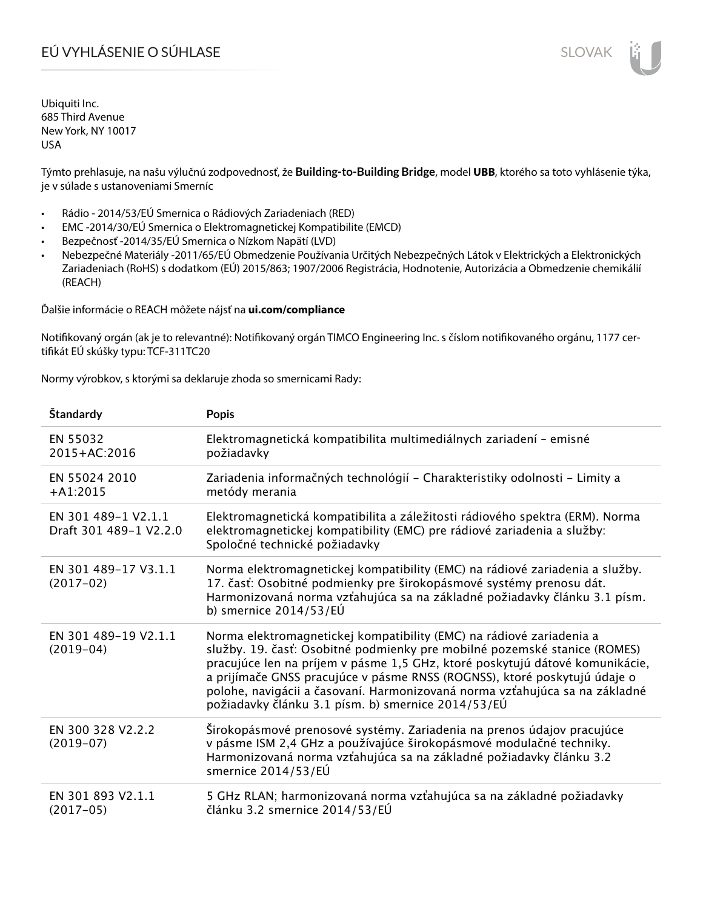# EÚ VYHLÁSENIE O SÚHLASE

Ubiquiti Inc.
685 Third Avenue
New York, NY 10017
USA

Týmto prehlasuje, na našu výlučnú zodpovednosť, že **Building-to-Building Bridge**, model **UBB**, ktorého sa toto vyhlásenie týka, je v súlade s ustanoveniami Smerníc

- Rádio - 2014/53/EÚ Smernica o Rádiových Zariadeniach (RED)
- EMC -2014/30/EÚ Smernica o Elektromagnetickej Kompatibilite (EMCD)
- Bezpečnosť -2014/35/EÚ Smernica o Nízkom Napätí (LVD)
- Nebezpečné Materiály -2011/65/EÚ Obmedzenie Používania Určitých Nebezpečných Látok v Elektrických a Elektronických Zariadeniach (RoHS) s dodatkom (EÚ) 2015/863; 1907/2006 Registrácia, Hodnotenie, Autorizácia a Obmedzenie chemikálií (REACH)

Ďalšie informácie o REACH môžete nájsť na **ui.com/compliance**

Notifikovaný orgán (ak je to relevantné): Notifikovaný orgán TIMCO Engineering Inc. s číslom notifikovaného orgánu, 1177 certifikát EÚ skúšky typu: TCF-311TC20

Normy výrobkov, s ktorými sa deklaruje zhoda so smernicami Rady:

| Štandardy | Popis |
|---|---|
| EN 55032 2015+AC:2016 | Elektromagnetická kompatibilita multimediálnych zariadení – emisné požiadavky |
| EN 55024 2010 +A1:2015 | Zariadenia informačných technológií – Charakteristiky odolnosti – Limity a metódy merania |
| EN 301 489-1 V2.1.1 Draft 301 489-1 V2.2.0 | Elektromagnetická kompatibilita a záležitosti rádiového spektra (ERM). Norma elektromagnetickej kompatibility (EMC) pre rádiové zariadenia a služby: Spoločné technické požiadavky |
| EN 301 489-17 V3.1.1 (2017-02) | Norma elektromagnetickej kompatibility (EMC) na rádiové zariadenia a služby. 17. časť: Osobitné podmienky pre širokopásmové systémy prenosu dát. Harmonizovaná norma vzťahujúca sa na základné požiadavky článku 3.1 písm. b) smernice 2014/53/EÚ |
| EN 301 489-19 V2.1.1 (2019-04) | Norma elektromagnetickej kompatibility (EMC) na rádiové zariadenia a služby. 19. časť: Osobitné podmienky pre mobilné pozemské stanice (ROMES) pracujúce len na príjem v pásme 1,5 GHz, ktoré poskytujú dátové komunikácie, a prijímače GNSS pracujúce v pásme RNSS (ROGNSS), ktoré poskytujú údaje o polohe, navigácii a časovaní. Harmonizovaná norma vzťahujúca sa na základné požiadavky článku 3.1 písm. b) smernice 2014/53/EÚ |
| EN 300 328 V2.2.2 (2019-07) | Širokopásmové prenosové systémy. Zariadenia na prenos údajov pracujúce v pásme ISM 2,4 GHz a používajúce širokopásmové modulačné techniky. Harmonizovaná norma vzťahujúca sa na základné požiadavky článku 3.2 smernice 2014/53/EÚ |
| EN 301 893 V2.1.1 (2017-05) | 5 GHz RLAN; harmonizovaná norma vzťahujúca sa na základné požiadavky článku 3.2 smernice 2014/53/EÚ |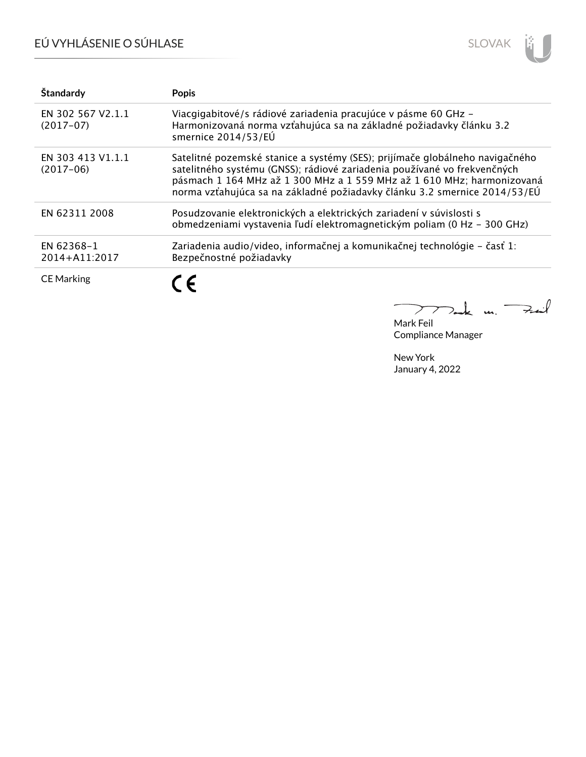| Štandardy | Popis |
|---|---|
| EN 302 567 V2.1.1 (2017-07) | Viacgigabitové/s rádiové zariadenia pracujúce v pásme 60 GHz – Harmonizovaná norma vzťahujúca sa na základné požiadavky článku 3.2 smernice 2014/53/EÚ |
| EN 303 413 V1.1.1 (2017-06) | Satelitné pozemské stanice a systémy (SES); prijímače globálneho navigačného satelitného systému (GNSS); rádiové zariadenia používané vo frekvenčných pásmach 1 164 MHz až 1 300 MHz a 1 559 MHz až 1 610 MHz; harmonizovaná norma vzťahujúca sa na základné požiadavky článku 3.2 smernice 2014/53/EÚ |
| EN 62311 2008 | Posudzovanie elektronických a elektrických zariadení v súvislosti s obmedzeniami vystavenia ľudí elektromagnetickým poliam (0 Hz – 300 GHz) |
| EN 62368-1 2014+A11:2017 | Zariadenia audio/video, informačnej a komunikačnej technológie – časť 1: Bezpečnostné požiadavky |
| CE Marking | CE |

Mark Feil
Compliance Manager

New York
January 4, 2022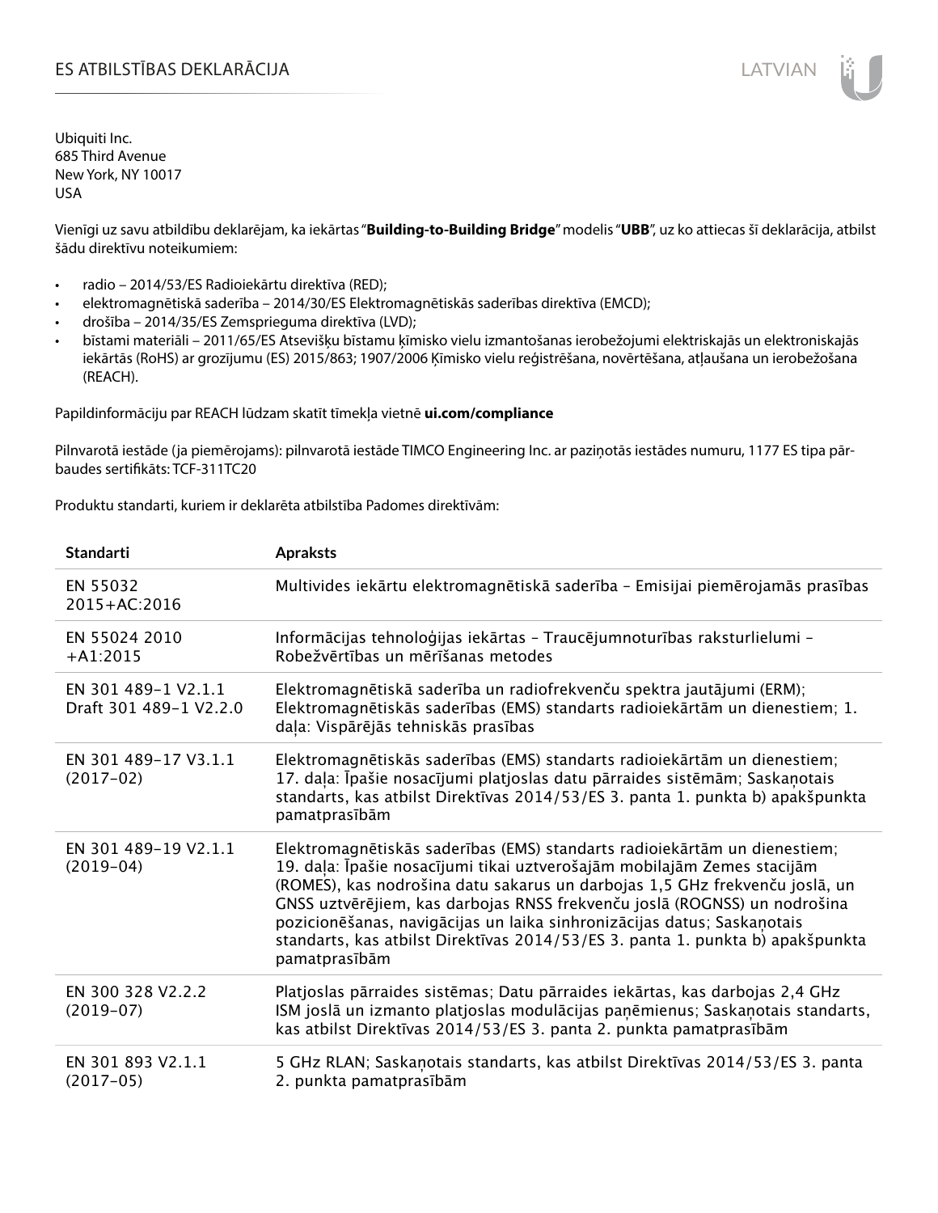# ES ATBILSTĪBAS DEKLARĀCIJA

Ubiquiti Inc.
685 Third Avenue
New York, NY 10017
USA

Vienīgi uz savu atbildību deklarējam, ka iekārtas "**Building-to-Building Bridge**" modelis "**UBB**", uz ko attiecas šī deklarācija, atbilst šādu direktīvu noteikumiem:

- radio – 2014/53/ES Radioiekārtu direktīva (RED);
- elektromagnētiskā saderība – 2014/30/ES Elektromagnētiskās saderības direktīva (EMCD);
- drošība – 2014/35/ES Zemsprieguma direktīva (LVD);
- bīstami materiāli – 2011/65/ES Atsevišķu bīstamu ķīmisko vielu izmantošanas ierobežojumi elektriskajās un elektroniskajās iekārtās (RoHS) ar grozījumu (ES) 2015/863; 1907/2006 Ķīmisko vielu reģistrēšana, novērtēšana, atļaušana un ierobežošana (REACH).

Papildinformāciju par REACH lūdzam skatīt tīmekļa vietnē **ui.com/compliance**

Pilnvarotā iestāde (ja piemērojams): pilnvarotā iestāde TIMCO Engineering Inc. ar paziņotās iestādes numuru, 1177 ES tipa pārbaudes sertifikāts: TCF-311TC20

Produktu standarti, kuriem ir deklarēta atbilstība Padomes direktīvām:

| Standarti | Apraksts |
|---|---|
| EN 55032 2015+AC:2016 | Multivides iekārtu elektromagnētiskā saderība – Emisijai piemērojamās prasības |
| EN 55024 2010 +A1:2015 | Informācijas tehnoloģijas iekārtas – Traucējumnoturības raksturlielumi – Robežvērtības un mērīšanas metodes |
| EN 301 489-1 V2.1.1 Draft 301 489-1 V2.2.0 | Elektromagnētiskā saderība un radiofrekvenču spektra jautājumi (ERM); Elektromagnētiskās saderības (EMS) standarts radioiekārtām un dienestiem; 1. daļa: Vispārējās tehniskās prasības |
| EN 301 489-17 V3.1.1 (2017-02) | Elektromagnētiskās saderības (EMS) standarts radioiekārtām un dienestiem; 17. daļa: Īpašie nosacījumi platjoslas datu pārraides sistēmām; Saskaņotais standarts, kas atbilst Direktīvas 2014/53/ES 3. panta 1. punkta b) apakšpunkta pamatprasībām |
| EN 301 489-19 V2.1.1 (2019-04) | Elektromagnētiskās saderības (EMS) standarts radioiekārtām un dienestiem; 19. daļa: Īpašie nosacījumi tikai uztverošajām mobilajām Zemes stacijām (ROMES), kas nodrošina datu sakarus un darbojas 1,5 GHz frekvenču joslā, un GNSS uztvērējiem, kas darbojas RNSS frekvenču joslā (ROGNSS) un nodrošina pozicionēšanas, navigācijas un laika sinhronizācijas datus; Saskaņotais standarts, kas atbilst Direktīvas 2014/53/ES 3. panta 1. punkta b) apakšpunkta pamatprasībām |
| EN 300 328 V2.2.2 (2019-07) | Platjoslas pārraides sistēmas; Datu pārraides iekārtas, kas darbojas 2,4 GHz ISM joslā un izmanto platjoslas modulācijas paņēmienus; Saskaņotais standarts, kas atbilst Direktīvas 2014/53/ES 3. panta 2. punkta pamatprasībām |
| EN 301 893 V2.1.1 (2017-05) | 5 GHz RLAN; Saskaņotais standarts, kas atbilst Direktīvas 2014/53/ES 3. panta 2. punkta pamatprasībām |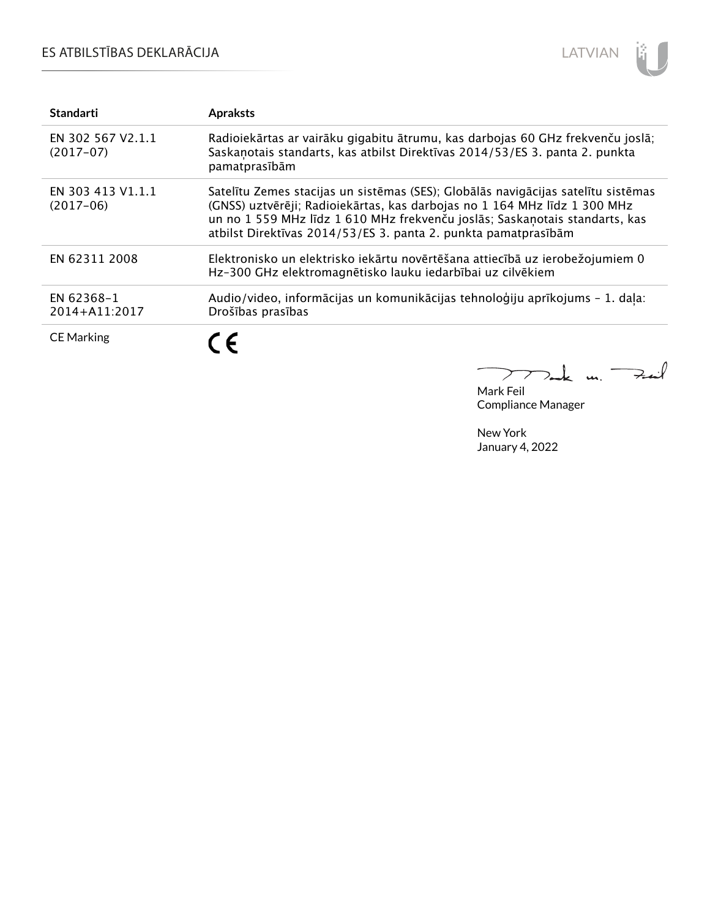| Standarti | Apraksts |
| --- | --- |
| EN 302 567 V2.1.1 (2017-07) | Radioiekārtas ar vairāku gigabitu ātrumu, kas darbojas 60 GHz frekvenču joslā; Saskaņotais standarts, kas atbilst Direktīvas 2014/53/ES 3. panta 2. punkta pamatprasībām |
| EN 303 413 V1.1.1 (2017-06) | Satelītu Zemes stacijas un sistēmas (SES); Globālās navigācijas satelītu sistēmas (GNSS) uztvērēji; Radioiekārtas, kas darbojas no 1 164 MHz līdz 1 300 MHz un no 1 559 MHz līdz 1 610 MHz frekvenču joslās; Saskaņotais standarts, kas atbilst Direktīvas 2014/53/ES 3. panta 2. punkta pamatprasībām |
| EN 62311 2008 | Elektronisko un elektrisko iekārtu novērtēšana attiecībā uz ierobežojumiem 0 Hz-300 GHz elektromagnētisko lauku iedarbībai uz cilvēkiem |
| EN 62368-1 2014+A11:2017 | Audio/video, informācijas un komunikācijas tehnoloģiju aprīkojums - 1. daļa: Drošības prasības |
| CE Marking | CE |

Mark Feil
Compliance Manager

New York
January 4, 2022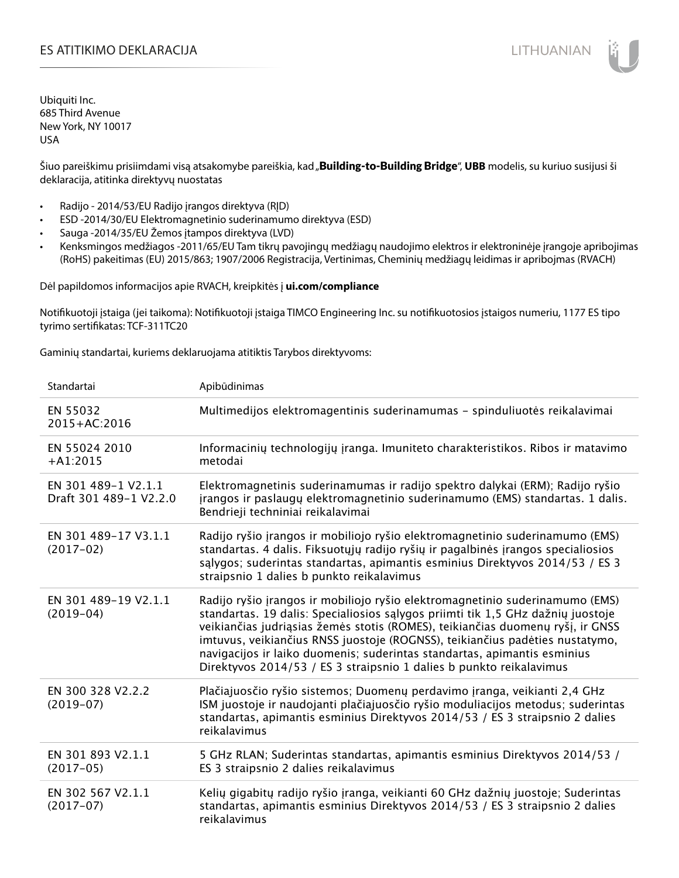# ES ATITIKIMO DEKLARACIJA

Ubiquiti Inc.
685 Third Avenue
New York, NY 10017
USA

Šiuo pareiškimu prisiimdami visą atsakomybe pareiškia, kad „**Building-to-Building Bridge**“, **UBB** modelis, su kuriuo susijusi ši deklaracija, atitinka direktyvų nuostatas

- Radijo - 2014/53/EU Radijo įrangos direktyva (RĮD)
- ESD -2014/30/EU Elektromagnetinio suderinamumo direktyva (ESD)
- Sauga -2014/35/EU Žemos įtampos direktyva (LVD)
- Kenksmingos medžiagos -2011/65/EU Tam tikrų pavojingų medžiagų naudojimo elektros ir elektroninėje įrangoje apribojimas (RoHS) pakeitimas (EU) 2015/863; 1907/2006 Registracija, Vertinimas, Cheminių medžiagų leidimas ir apribojmas (RVACH)

Dėl papildomos informacijos apie RVACH, kreipkitės į **ui.com/compliance**

Notifikuotoji įstaiga (jei taikoma): Notifikuotoji įstaiga TIMCO Engineering Inc. su notifikuotosios įstaigos numeriu, 1177 ES tipo tyrimo sertifikatas: TCF-311TC20

Gaminių standartai, kuriems deklaruojama atitiktis Tarybos direktyvoms:

| Standartai | Apibūdinimas |
|---|---|
| EN 55032 2015+AC:2016 | Multimedijos elektromagentinis suderinamumas – spinduliuotės reikalavimai |
| EN 55024 2010 +A1:2015 | Informacinių technologijų įranga. Imuniteto charakteristikos. Ribos ir matavimo metodai |
| EN 301 489-1 V2.1.1 Draft 301 489-1 V2.2.0 | Elektromagnetinis suderinamumas ir radijo spektro dalykai (ERM); Radijo ryšio įrangos ir paslaugų elektromagnetinio suderinamumo (EMS) standartas. 1 dalis. Bendrieji techniniai reikalavimai |
| EN 301 489-17 V3.1.1 (2017-02) | Radijo ryšio įrangos ir mobiliojo ryšio elektromagnetinio suderinamumo (EMS) standartas. 4 dalis. Fiksuotųjų radijo ryšių ir pagalbinės įrangos specialiosios sąlygos; suderintas standartas, apimantis esminius Direktyvos 2014/53 / ES 3 straipsnio 1 dalies b punkto reikalavimus |
| EN 301 489-19 V2.1.1 (2019-04) | Radijo ryšio įrangos ir mobiliojo ryšio elektromagnetinio suderinamumo (EMS) standartas. 19 dalis: Specialiosios sąlygos priimti tik 1,5 GHz dažnių juostoje veikiančias judriąsias žemės stotis (ROMES), teikiančias duomenų ryšį, ir GNSS imtuvus, veikiančius RNSS juostoje (ROGNSS), teikiančius padėties nustatymo, navigacijos ir laiko duomenis; suderintas standartas, apimantis esminius Direktyvos 2014/53 / ES 3 straipsnio 1 dalies b punkto reikalavimus |
| EN 300 328 V2.2.2 (2019-07) | Plačiajuosčio ryšio sistemos; Duomenų perdavimo įranga, veikianti 2,4 GHz ISM juostoje ir naudojanti plačiajuosčio ryšio moduliacijos metodus; suderintas standartas, apimantis esminius Direktyvos 2014/53 / ES 3 straipsnio 2 dalies reikalavimus |
| EN 301 893 V2.1.1 (2017-05) | 5 GHz RLAN; Suderintas standartas, apimantis esminius Direktyvos 2014/53 / ES 3 straipsnio 2 dalies reikalavimus |
| EN 302 567 V2.1.1 (2017-07) | Kelių gigabitų radijo ryšio įranga, veikianti 60 GHz dažnių juostoje; Suderintas standartas, apimantis esminius Direktyvos 2014/53 / ES 3 straipsnio 2 dalies reikalavimus |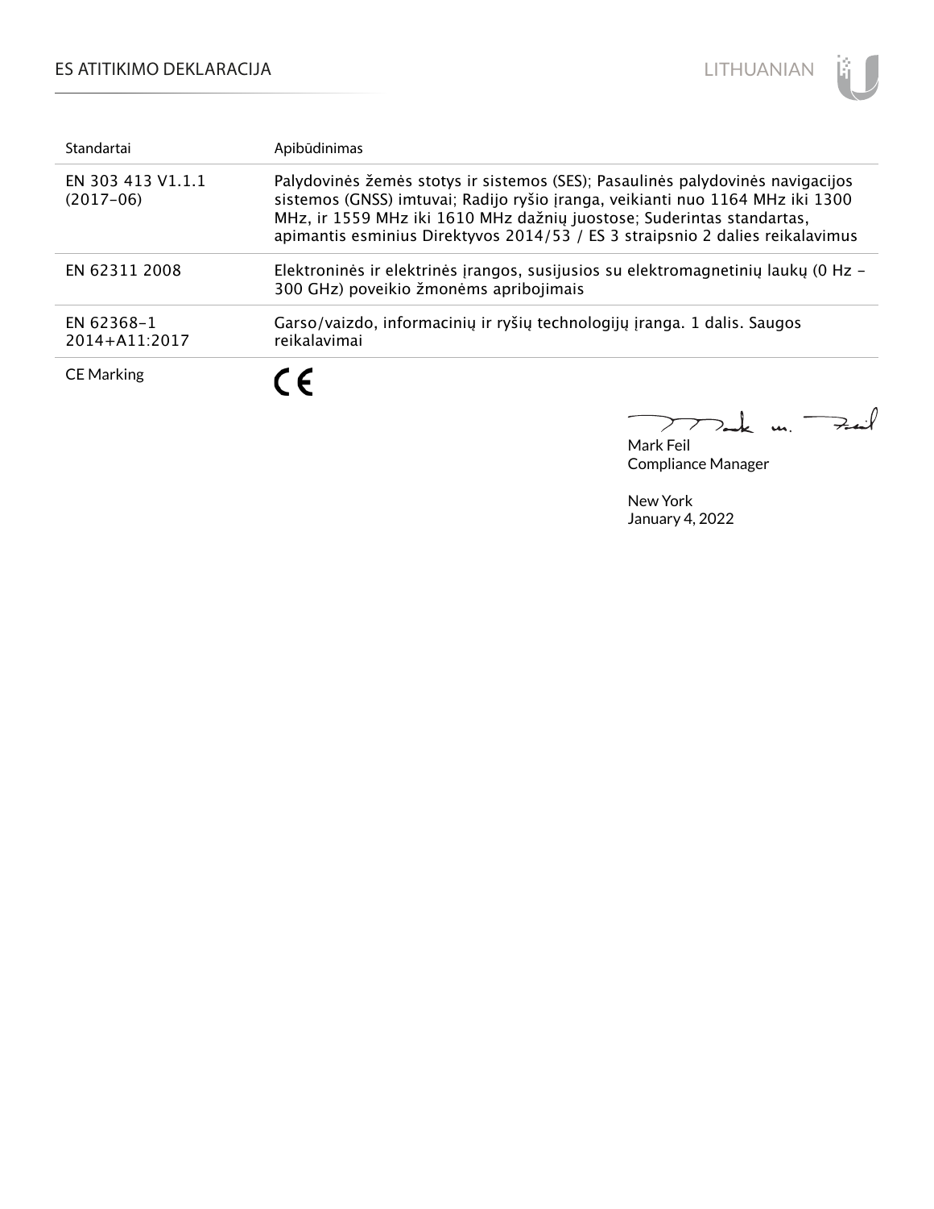| Standartai | Apibūdinimas |
|---|---|
| EN 303 413 V1.1.1 (2017-06) | Palydovinės žemės stotys ir sistemos (SES); Pasaulinės palydovinės navigacijos sistemos (GNSS) imtuvai; Radijo ryšio įranga, veikianti nuo 1164 MHz iki 1300 MHz, ir 1559 MHz iki 1610 MHz dažnių juostose; Suderintas standartas, apimantis esminius Direktyvos 2014/53 / ES 3 straipsnio 2 dalies reikalavimus |
| EN 62311 2008 | Elektroninės ir elektrinės įrangos, susijusios su elektromagnetinių laukų (0 Hz – 300 GHz) poveikio žmonėms apribojimais |
| EN 62368-1 2014+A11:2017 | Garso/vaizdo, informacinių ir ryšių technologijų įranga. 1 dalis. Saugos reikalavimai |
| CE Marking | CE |

Mark Feil
Compliance Manager

New York
January 4, 2022